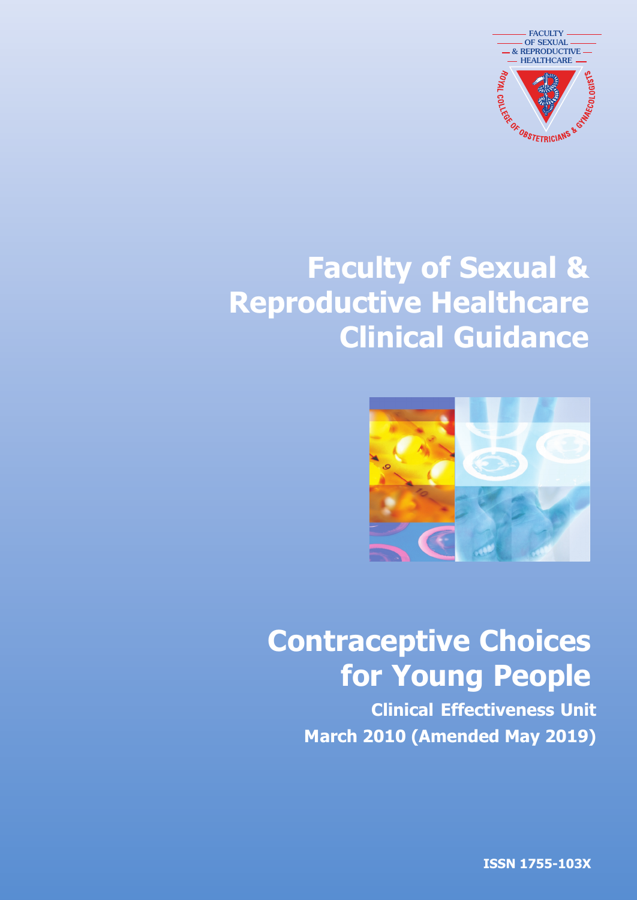FACULTY OF SEXUAL & REPRODUCTIVE HEALTHCARE

ROYAL COLLEGE OF OBSTETRICIANS & GYNAECOLOGISTS

# Faculty of Sexual & Reproductive Healthcare Clinical Guidance

# Contraceptive Choices for Young People

**Clinical Effectiveness Unit**

**March 2010 (Amended May 2019)**

**ISSN 1755-103X**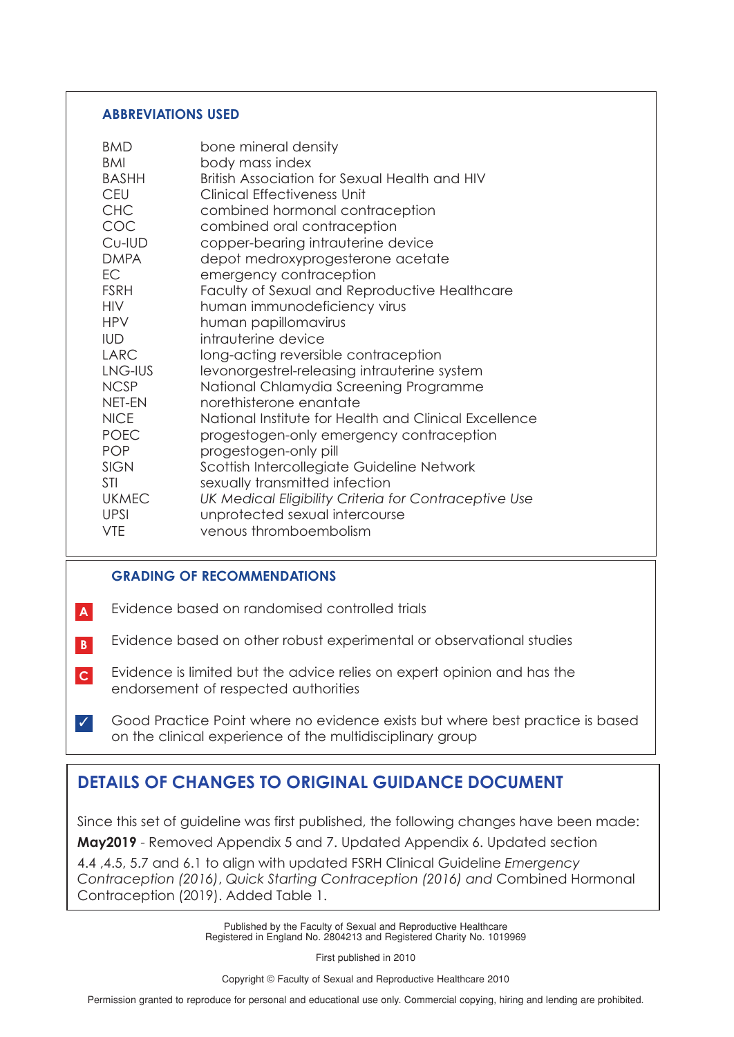## ABBREVIATIONS USED

| | |
|---|---|
| BMD | bone mineral density |
| BMI | body mass index |
| BASHH | British Association for Sexual Health and HIV |
| CEU | Clinical Effectiveness Unit |
| CHC | combined hormonal contraception |
| COC | combined oral contraception |
| Cu-IUD | copper-bearing intrauterine device |
| DMPA | depot medroxyprogesterone acetate |
| EC | emergency contraception |
| FSRH | Faculty of Sexual and Reproductive Healthcare |
| HIV | human immunodeficiency virus |
| HPV | human papillomavirus |
| IUD | intrauterine device |
| LARC | long-acting reversible contraception |
| LNG-IUS | levonorgestrel-releasing intrauterine system |
| NCSP | National Chlamydia Screening Programme |
| NET-EN | norethisterone enantate |
| NICE | National Institute for Health and Clinical Excellence |
| POEC | progestogen-only emergency contraception |
| POP | progestogen-only pill |
| SIGN | Scottish Intercollegiate Guideline Network |
| STI | sexually transmitted infection |
| UKMEC | *UK Medical Eligibility Criteria for Contraceptive Use* |
| UPSI | unprotected sexual intercourse |
| VTE | venous thromboembolism |

## GRADING OF RECOMMENDATIONS

**A** Evidence based on randomised controlled trials

**B** Evidence based on other robust experimental or observational studies

**C** Evidence is limited but the advice relies on expert opinion and has the endorsement of respected authorities

✓ Good Practice Point where no evidence exists but where best practice is based on the clinical experience of the multidisciplinary group

## DETAILS OF CHANGES TO ORIGINAL GUIDANCE DOCUMENT

Since this set of guideline was first published, the following changes have been made:

**May2019** - Removed Appendix 5 and 7. Updated Appendix 6. Updated section 4.4 ,4.5, 5.7 and 6.1 to align with updated FSRH Clinical Guideline *Emergency Contraception (2016), Quick Starting Contraception (2016) and* Combined Hormonal Contraception (2019). Added Table 1.

Published by the Faculty of Sexual and Reproductive Healthcare
Registered in England No. 2804213 and Registered Charity No. 1019969

First published in 2010

Copyright © Faculty of Sexual and Reproductive Healthcare 2010

Permission granted to reproduce for personal and educational use only. Commercial copying, hiring and lending are prohibited.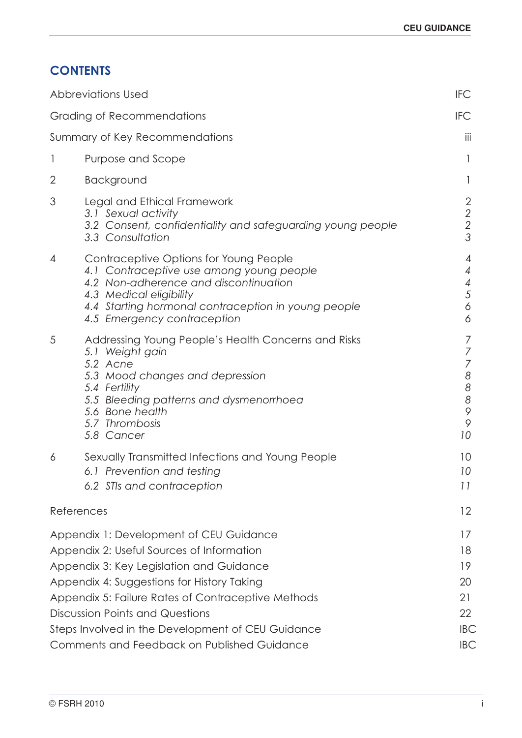## CONTENTS

| | | |
|---|---|---|
| Abbreviations Used | | IFC |
| Grading of Recommendations | | IFC |
| Summary of Key Recommendations | | iii |
| 1 | Purpose and Scope | 1 |
| 2 | Background | 1 |
| 3 | Legal and Ethical Framework | 2 |
| | *3.1 Sexual activity* | *2* |
| | *3.2 Consent, confidentiality and safeguarding young people* | *2* |
| | *3.3 Consultation* | *3* |
| 4 | Contraceptive Options for Young People | 4 |
| | *4.1 Contraceptive use among young people* | *4* |
| | *4.2 Non-adherence and discontinuation* | *4* |
| | *4.3 Medical eligibility* | *5* |
| | *4.4 Starting hormonal contraception in young people* | *6* |
| | *4.5 Emergency contraception* | *6* |
| 5 | Addressing Young People's Health Concerns and Risks | 7 |
| | *5.1 Weight gain* | *7* |
| | *5.2 Acne* | *7* |
| | *5.3 Mood changes and depression* | *8* |
| | *5.4 Fertility* | *8* |
| | *5.5 Bleeding patterns and dysmenorrhoea* | *8* |
| | *5.6 Bone health* | *9* |
| | *5.7 Thrombosis* | *9* |
| | *5.8 Cancer* | *10* |
| 6 | Sexually Transmitted Infections and Young People | 10 |
| | *6.1 Prevention and testing* | *10* |
| | *6.2 STIs and contraception* | *11* |
| References | | 12 |
| Appendix 1: Development of CEU Guidance | | 17 |
| Appendix 2: Useful Sources of Information | | 18 |
| Appendix 3: Key Legislation and Guidance | | 19 |
| Appendix 4: Suggestions for History Taking | | 20 |
| Appendix 5: Failure Rates of Contraceptive Methods | | 21 |
| Discussion Points and Questions | | 22 |
| Steps Involved in the Development of CEU Guidance | | IBC |
| Comments and Feedback on Published Guidance | | IBC |

© FSRH 2010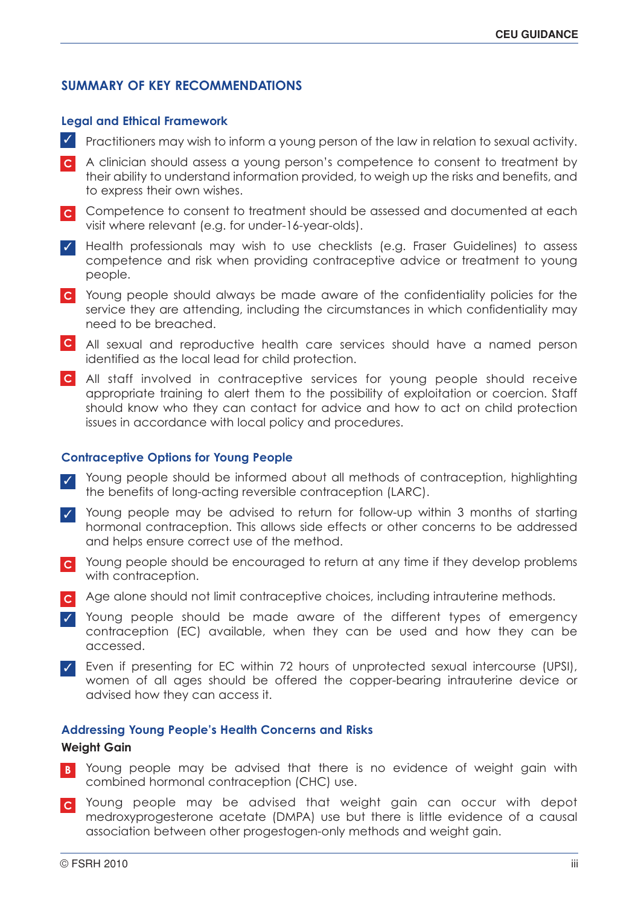## SUMMARY OF KEY RECOMMENDATIONS

### Legal and Ethical Framework

- ✓ Practitioners may wish to inform a young person of the law in relation to sexual activity.
- **C** A clinician should assess a young person's competence to consent to treatment by their ability to understand information provided, to weigh up the risks and benefits, and to express their own wishes.
- **C** Competence to consent to treatment should be assessed and documented at each visit where relevant (e.g. for under-16-year-olds).
- ✓ Health professionals may wish to use checklists (e.g. Fraser Guidelines) to assess competence and risk when providing contraceptive advice or treatment to young people.
- **C** Young people should always be made aware of the confidentiality policies for the service they are attending, including the circumstances in which confidentiality may need to be breached.
- **C** All sexual and reproductive health care services should have a named person identified as the local lead for child protection.
- **C** All staff involved in contraceptive services for young people should receive appropriate training to alert them to the possibility of exploitation or coercion. Staff should know who they can contact for advice and how to act on child protection issues in accordance with local policy and procedures.

### Contraceptive Options for Young People

- ✓ Young people should be informed about all methods of contraception, highlighting the benefits of long-acting reversible contraception (LARC).
- ✓ Young people may be advised to return for follow-up within 3 months of starting hormonal contraception. This allows side effects or other concerns to be addressed and helps ensure correct use of the method.
- **C** Young people should be encouraged to return at any time if they develop problems with contraception.
- **C** Age alone should not limit contraceptive choices, including intrauterine methods.
- ✓ Young people should be made aware of the different types of emergency contraception (EC) available, when they can be used and how they can be accessed.
- ✓ Even if presenting for EC within 72 hours of unprotected sexual intercourse (UPSI), women of all ages should be offered the copper-bearing intrauterine device or advised how they can access it.

### Addressing Young People's Health Concerns and Risks

**Weight Gain**

- **B** Young people may be advised that there is no evidence of weight gain with combined hormonal contraception (CHC) use.
- **C** Young people may be advised that weight gain can occur with depot medroxyprogesterone acetate (DMPA) use but there is little evidence of a causal association between other progestogen-only methods and weight gain.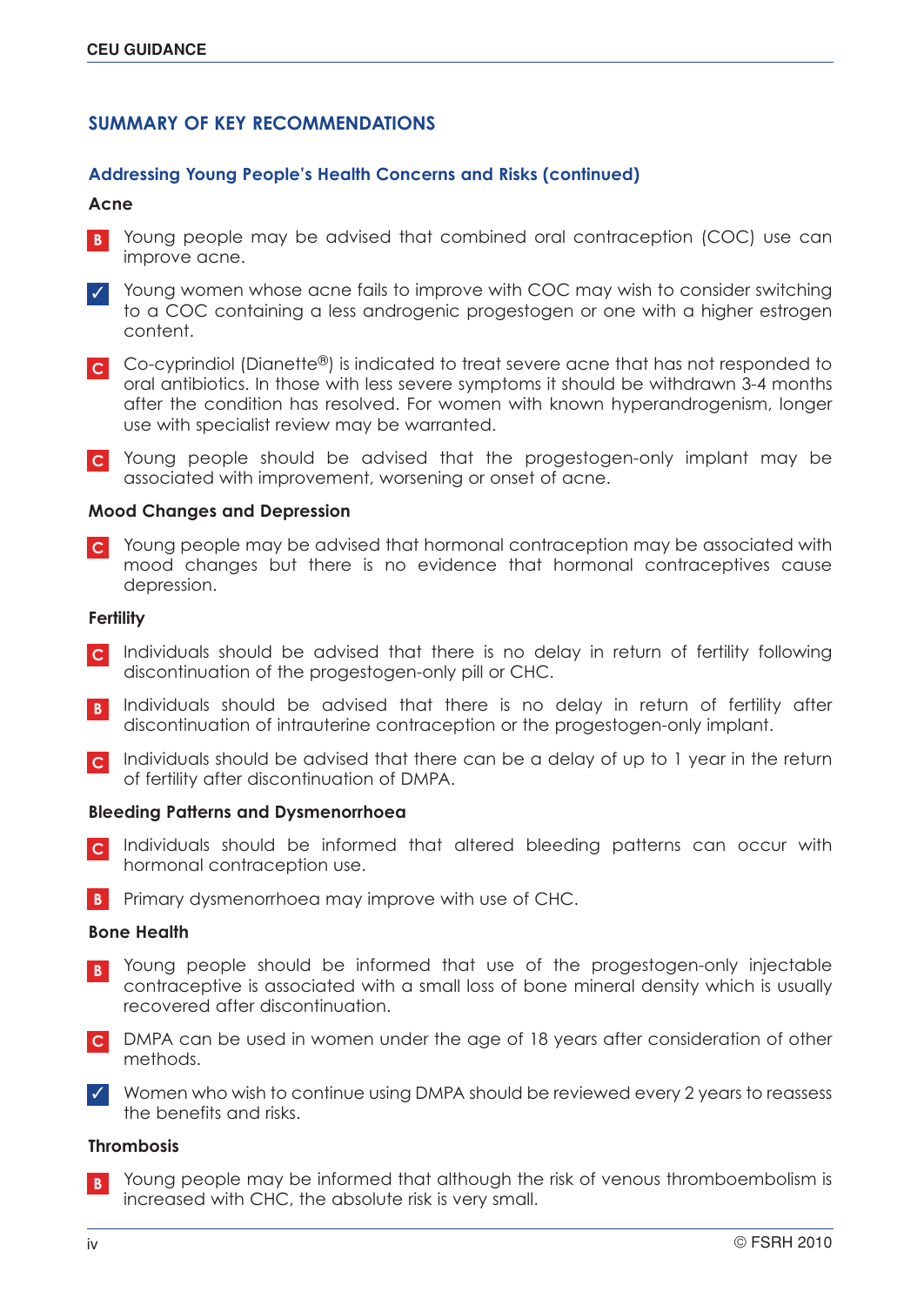## SUMMARY OF KEY RECOMMENDATIONS

### Addressing Young People's Health Concerns and Risks (continued)

#### Acne

**B** Young people may be advised that combined oral contraception (COC) use can improve acne.

**✓** Young women whose acne fails to improve with COC may wish to consider switching to a COC containing a less androgenic progestogen or one with a higher estrogen content.

**C** Co-cyprindiol (Dianette®) is indicated to treat severe acne that has not responded to oral antibiotics. In those with less severe symptoms it should be withdrawn 3-4 months after the condition has resolved. For women with known hyperandrogenism, longer use with specialist review may be warranted.

**C** Young people should be advised that the progestogen-only implant may be associated with improvement, worsening or onset of acne.

#### Mood Changes and Depression

**C** Young people may be advised that hormonal contraception may be associated with mood changes but there is no evidence that hormonal contraceptives cause depression.

#### Fertility

**C** Individuals should be advised that there is no delay in return of fertility following discontinuation of the progestogen-only pill or CHC.

**B** Individuals should be advised that there is no delay in return of fertility after discontinuation of intrauterine contraception or the progestogen-only implant.

**C** Individuals should be advised that there can be a delay of up to 1 year in the return of fertility after discontinuation of DMPA.

#### Bleeding Patterns and Dysmenorrhoea

**C** Individuals should be informed that altered bleeding patterns can occur with hormonal contraception use.

**B** Primary dysmenorrhoea may improve with use of CHC.

#### Bone Health

**B** Young people should be informed that use of the progestogen-only injectable contraceptive is associated with a small loss of bone mineral density which is usually recovered after discontinuation.

**C** DMPA can be used in women under the age of 18 years after consideration of other methods.

**✓** Women who wish to continue using DMPA should be reviewed every 2 years to reassess the benefits and risks.

#### Thrombosis

**B** Young people may be informed that although the risk of venous thromboembolism is increased with CHC, the absolute risk is very small.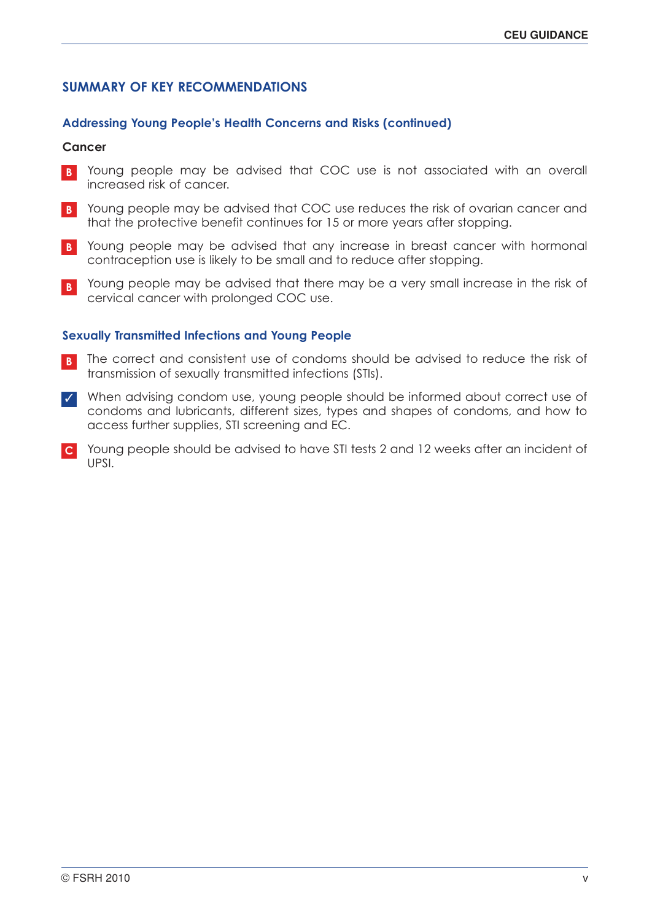## SUMMARY OF KEY RECOMMENDATIONS

### Addressing Young People's Health Concerns and Risks (continued)

**Cancer**

- **B** Young people may be advised that COC use is not associated with an overall increased risk of cancer.
- **B** Young people may be advised that COC use reduces the risk of ovarian cancer and that the protective benefit continues for 15 or more years after stopping.
- **B** Young people may be advised that any increase in breast cancer with hormonal contraception use is likely to be small and to reduce after stopping.
- **B** Young people may be advised that there may be a very small increase in the risk of cervical cancer with prolonged COC use.

### Sexually Transmitted Infections and Young People

- **B** The correct and consistent use of condoms should be advised to reduce the risk of transmission of sexually transmitted infections (STIs).
- **✓** When advising condom use, young people should be informed about correct use of condoms and lubricants, different sizes, types and shapes of condoms, and how to access further supplies, STI screening and EC.
- **C** Young people should be advised to have STI tests 2 and 12 weeks after an incident of UPSI.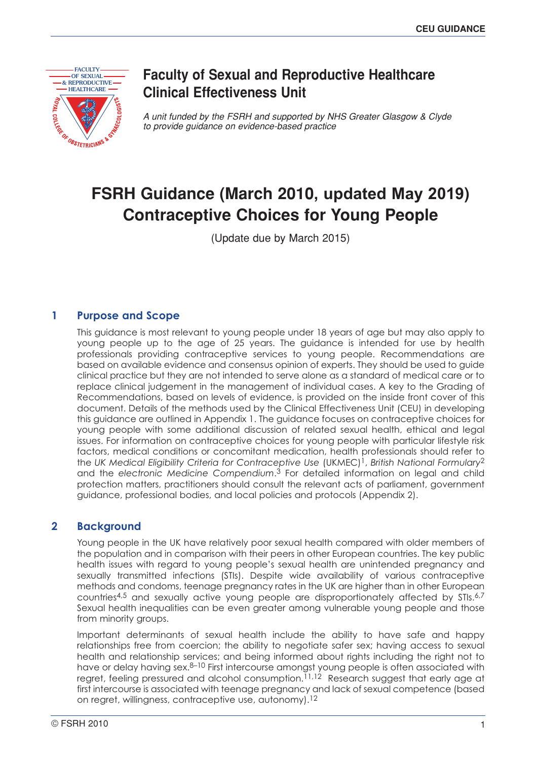# Faculty of Sexual and Reproductive Healthcare Clinical Effectiveness Unit

*A unit funded by the FSRH and supported by NHS Greater Glasgow & Clyde to provide guidance on evidence-based practice*

# FSRH Guidance (March 2010, updated May 2019) Contraceptive Choices for Young People

(Update due by March 2015)

## 1 Purpose and Scope

This guidance is most relevant to young people under 18 years of age but may also apply to young people up to the age of 25 years. The guidance is intended for use by health professionals providing contraceptive services to young people. Recommendations are based on available evidence and consensus opinion of experts. They should be used to guide clinical practice but they are not intended to serve alone as a standard of medical care or to replace clinical judgement in the management of individual cases. A key to the Grading of Recommendations, based on levels of evidence, is provided on the inside front cover of this document. Details of the methods used by the Clinical Effectiveness Unit (CEU) in developing this guidance are outlined in Appendix 1. The guidance focuses on contraceptive choices for young people with some additional discussion of related sexual health, ethical and legal issues. For information on contraceptive choices for young people with particular lifestyle risk factors, medical conditions or concomitant medication, health professionals should refer to the *UK Medical Eligibility Criteria for Contraceptive Use* (UKMEC)[1], *British National Formulary*[2] and the *electronic Medicine Compendium*.[3] For detailed information on legal and child protection matters, practitioners should consult the relevant acts of parliament, government guidance, professional bodies, and local policies and protocols (Appendix 2).

## 2 Background

Young people in the UK have relatively poor sexual health compared with older members of the population and in comparison with their peers in other European countries. The key public health issues with regard to young people's sexual health are unintended pregnancy and sexually transmitted infections (STIs). Despite wide availability of various contraceptive methods and condoms, teenage pregnancy rates in the UK are higher than in other European countries[4,5] and sexually active young people are disproportionately affected by STIs.[6,7] Sexual health inequalities can be even greater among vulnerable young people and those from minority groups.

Important determinants of sexual health include the ability to have safe and happy relationships free from coercion; the ability to negotiate safer sex; having access to sexual health and relationship services; and being informed about rights including the right not to have or delay having sex.[8–10] First intercourse amongst young people is often associated with regret, feeling pressured and alcohol consumption.[11,12] Research suggest that early age at first intercourse is associated with teenage pregnancy and lack of sexual competence (based on regret, willingness, contraceptive use, autonomy).[12]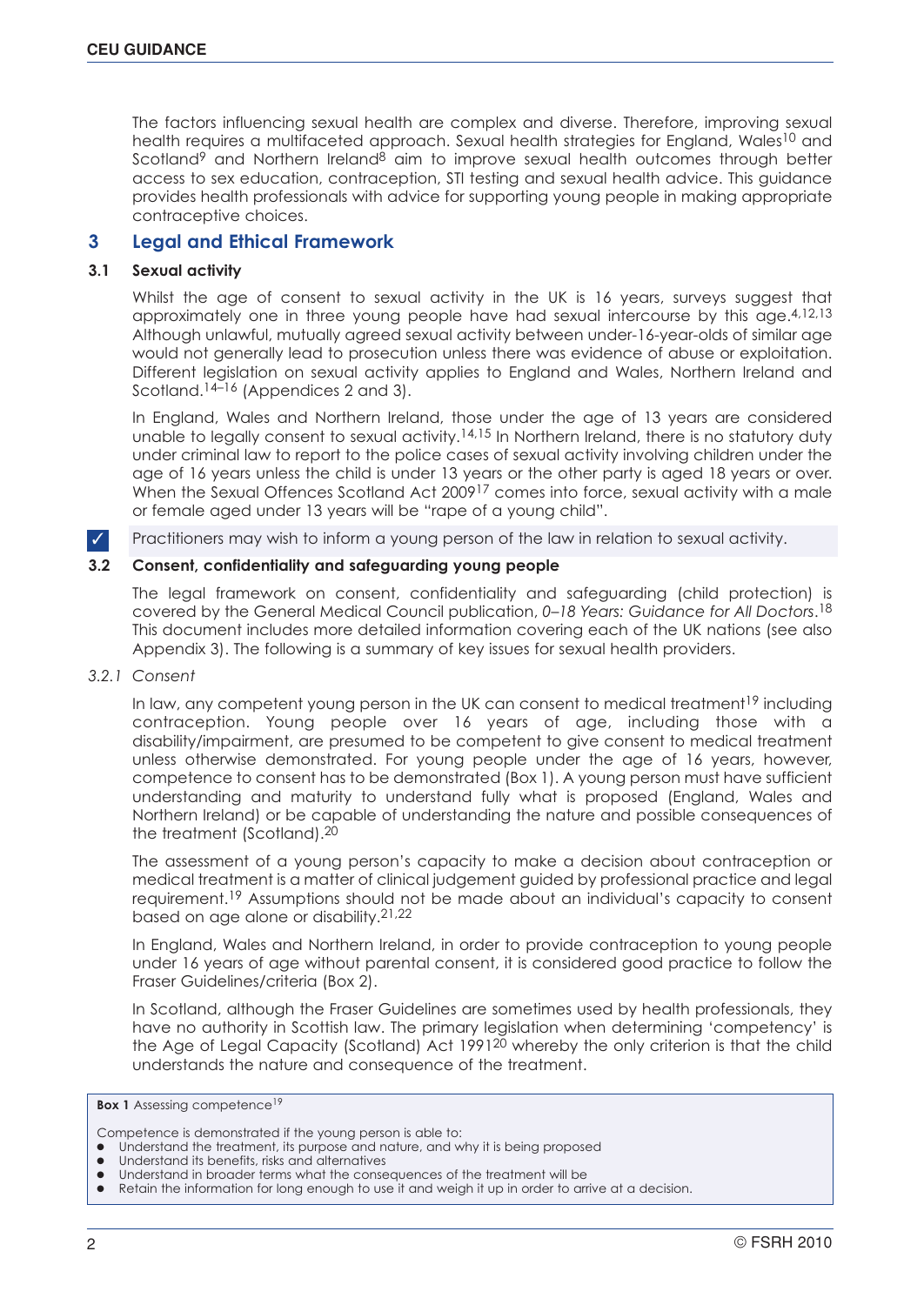The factors influencing sexual health are complex and diverse. Therefore, improving sexual health requires a multifaceted approach. Sexual health strategies for England, Wales[10] and Scotland[9] and Northern Ireland[8] aim to improve sexual health outcomes through better access to sex education, contraception, STI testing and sexual health advice. This guidance provides health professionals with advice for supporting young people in making appropriate contraceptive choices.

## 3 Legal and Ethical Framework

### 3.1 Sexual activity

Whilst the age of consent to sexual activity in the UK is 16 years, surveys suggest that approximately one in three young people have had sexual intercourse by this age.[4,12,13] Although unlawful, mutually agreed sexual activity between under-16-year-olds of similar age would not generally lead to prosecution unless there was evidence of abuse or exploitation. Different legislation on sexual activity applies to England and Wales, Northern Ireland and Scotland.[14–16] (Appendices 2 and 3).

In England, Wales and Northern Ireland, those under the age of 13 years are considered unable to legally consent to sexual activity.[14,15] In Northern Ireland, there is no statutory duty under criminal law to report to the police cases of sexual activity involving children under the age of 16 years unless the child is under 13 years or the other party is aged 18 years or over. When the Sexual Offences Scotland Act 2009[17] comes into force, sexual activity with a male or female aged under 13 years will be "rape of a young child".

✓ Practitioners may wish to inform a young person of the law in relation to sexual activity.

### 3.2 Consent, confidentiality and safeguarding young people

The legal framework on consent, confidentiality and safeguarding (child protection) is covered by the General Medical Council publication, *0–18 Years: Guidance for All Doctors*.[18] This document includes more detailed information covering each of the UK nations (see also Appendix 3). The following is a summary of key issues for sexual health providers.

#### *3.2.1 Consent*

In law, any competent young person in the UK can consent to medical treatment[19] including contraception. Young people over 16 years of age, including those with a disability/impairment, are presumed to be competent to give consent to medical treatment unless otherwise demonstrated. For young people under the age of 16 years, however, competence to consent has to be demonstrated (Box 1). A young person must have sufficient understanding and maturity to understand fully what is proposed (England, Wales and Northern Ireland) or be capable of understanding the nature and possible consequences of the treatment (Scotland).[20]

The assessment of a young person's capacity to make a decision about contraception or medical treatment is a matter of clinical judgement guided by professional practice and legal requirement.[19] Assumptions should not be made about an individual's capacity to consent based on age alone or disability.[21,22]

In England, Wales and Northern Ireland, in order to provide contraception to young people under 16 years of age without parental consent, it is considered good practice to follow the Fraser Guidelines/criteria (Box 2).

In Scotland, although the Fraser Guidelines are sometimes used by health professionals, they have no authority in Scottish law. The primary legislation when determining 'competency' is the Age of Legal Capacity (Scotland) Act 1991[20] whereby the only criterion is that the child understands the nature and consequence of the treatment.

**Box 1** Assessing competence[19]

Competence is demonstrated if the young person is able to:

- Understand the treatment, its purpose and nature, and why it is being proposed
- Understand its benefits, risks and alternatives
- Understand in broader terms what the consequences of the treatment will be
- Retain the information for long enough to use it and weigh it up in order to arrive at a decision.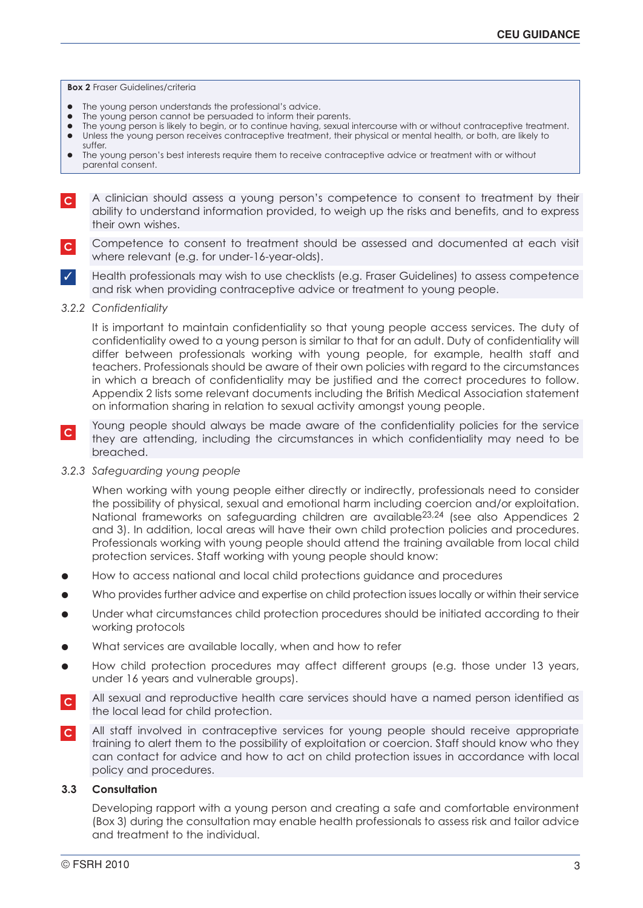**Box 2** Fraser Guidelines/criteria

- The young person understands the professional's advice.
- The young person cannot be persuaded to inform their parents.
- The young person is likely to begin, or to continue having, sexual intercourse with or without contraceptive treatment.
- Unless the young person receives contraceptive treatment, their physical or mental health, or both, are likely to suffer.
- The young person's best interests require them to receive contraceptive advice or treatment with or without parental consent.

C A clinician should assess a young person's competence to consent to treatment by their ability to understand information provided, to weigh up the risks and benefits, and to express their own wishes.

C Competence to consent to treatment should be assessed and documented at each visit where relevant (e.g. for under-16-year-olds).

✓ Health professionals may wish to use checklists (e.g. Fraser Guidelines) to assess competence and risk when providing contraceptive advice or treatment to young people.

### 3.2.2 *Confidentiality*

It is important to maintain confidentiality so that young people access services. The duty of confidentiality owed to a young person is similar to that for an adult. Duty of confidentiality will differ between professionals working with young people, for example, health staff and teachers. Professionals should be aware of their own policies with regard to the circumstances in which a breach of confidentiality may be justified and the correct procedures to follow. Appendix 2 lists some relevant documents including the British Medical Association statement on information sharing in relation to sexual activity amongst young people.

C Young people should always be made aware of the confidentiality policies for the service they are attending, including the circumstances in which confidentiality may need to be breached.

### 3.2.3 *Safeguarding young people*

When working with young people either directly or indirectly, professionals need to consider the possibility of physical, sexual and emotional harm including coercion and/or exploitation. National frameworks on safeguarding children are available[23,24] (see also Appendices 2 and 3). In addition, local areas will have their own child protection policies and procedures. Professionals working with young people should attend the training available from local child protection services. Staff working with young people should know:

- How to access national and local child protections guidance and procedures
- Who provides further advice and expertise on child protection issues locally or within their service
- Under what circumstances child protection procedures should be initiated according to their working protocols
- What services are available locally, when and how to refer
- How child protection procedures may affect different groups (e.g. those under 13 years, under 16 years and vulnerable groups).

C All sexual and reproductive health care services should have a named person identified as the local lead for child protection.

C All staff involved in contraceptive services for young people should receive appropriate training to alert them to the possibility of exploitation or coercion. Staff should know who they can contact for advice and how to act on child protection issues in accordance with local policy and procedures.

## 3.3 Consultation

Developing rapport with a young person and creating a safe and comfortable environment (Box 3) during the consultation may enable health professionals to assess risk and tailor advice and treatment to the individual.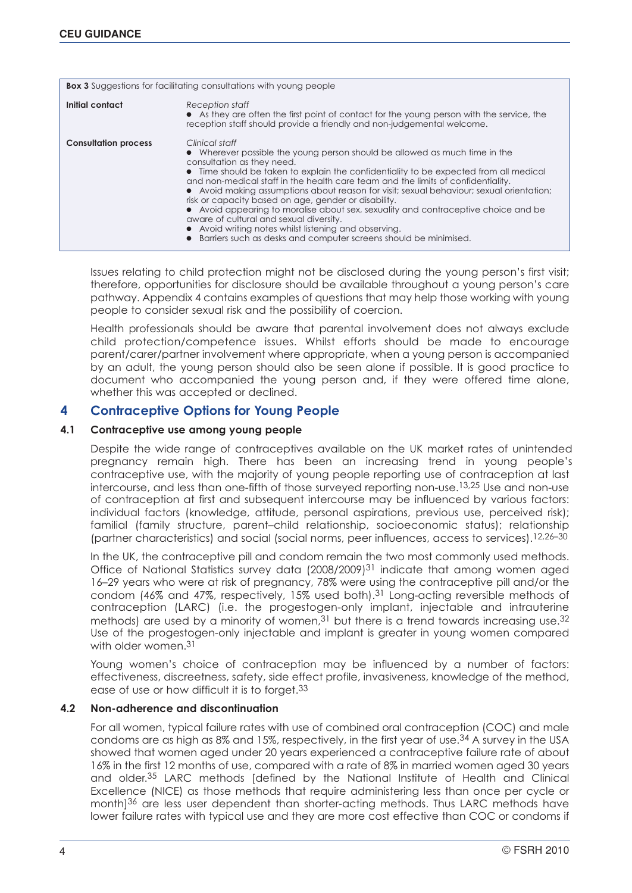**Box 3** Suggestions for facilitating consultations with young people

| | |
|---|---|
| **Initial contact** | *Reception staff*<br>● As they are often the first point of contact for the young person with the service, the reception staff should provide a friendly and non-judgemental welcome. |
| **Consultation process** | *Clinical staff*<br>● Wherever possible the young person should be allowed as much time in the consultation as they need.<br>● Time should be taken to explain the confidentiality to be expected from all medical and non-medical staff in the health care team and the limits of confidentiality.<br>● Avoid making assumptions about reason for visit; sexual behaviour; sexual orientation; risk or capacity based on age, gender or disability.<br>● Avoid appearing to moralise about sex, sexuality and contraceptive choice and be aware of cultural and sexual diversity.<br>● Avoid writing notes whilst listening and observing.<br>● Barriers such as desks and computer screens should be minimised. |

Issues relating to child protection might not be disclosed during the young person's first visit; therefore, opportunities for disclosure should be available throughout a young person's care pathway. Appendix 4 contains examples of questions that may help those working with young people to consider sexual risk and the possibility of coercion.

Health professionals should be aware that parental involvement does not always exclude child protection/competence issues. Whilst efforts should be made to encourage parent/carer/partner involvement where appropriate, when a young person is accompanied by an adult, the young person should also be seen alone if possible. It is good practice to document who accompanied the young person and, if they were offered time alone, whether this was accepted or declined.

## 4 Contraceptive Options for Young People

### 4.1 Contraceptive use among young people

Despite the wide range of contraceptives available on the UK market rates of unintended pregnancy remain high. There has been an increasing trend in young people's contraceptive use, with the majority of young people reporting use of contraception at last intercourse, and less than one-fifth of those surveyed reporting non-use.[13,25] Use and non-use of contraception at first and subsequent intercourse may be influenced by various factors: individual factors (knowledge, attitude, personal aspirations, previous use, perceived risk); familial (family structure, parent–child relationship, socioeconomic status); relationship (partner characteristics) and social (social norms, peer influences, access to services).[12,26–30]

In the UK, the contraceptive pill and condom remain the two most commonly used methods. Office of National Statistics survey data (2008/2009)[31] indicate that among women aged 16–29 years who were at risk of pregnancy, 78% were using the contraceptive pill and/or the condom (46% and 47%, respectively, 15% used both).[31] Long-acting reversible methods of contraception (LARC) (i.e. the progestogen-only implant, injectable and intrauterine methods) are used by a minority of women,[31] but there is a trend towards increasing use.[32] Use of the progestogen-only injectable and implant is greater in young women compared with older women.[31]

Young women's choice of contraception may be influenced by a number of factors: effectiveness, discreetness, safety, side effect profile, invasiveness, knowledge of the method, ease of use or how difficult it is to forget.[33]

### 4.2 Non-adherence and discontinuation

For all women, typical failure rates with use of combined oral contraception (COC) and male condoms are as high as 8% and 15%, respectively, in the first year of use.[34] A survey in the USA showed that women aged under 20 years experienced a contraceptive failure rate of about 16% in the first 12 months of use, compared with a rate of 8% in married women aged 30 years and older.[35] LARC methods [defined by the National Institute of Health and Clinical Excellence (NICE) as those methods that require administering less than once per cycle or month][36] are less user dependent than shorter-acting methods. Thus LARC methods have lower failure rates with typical use and they are more cost effective than COC or condoms if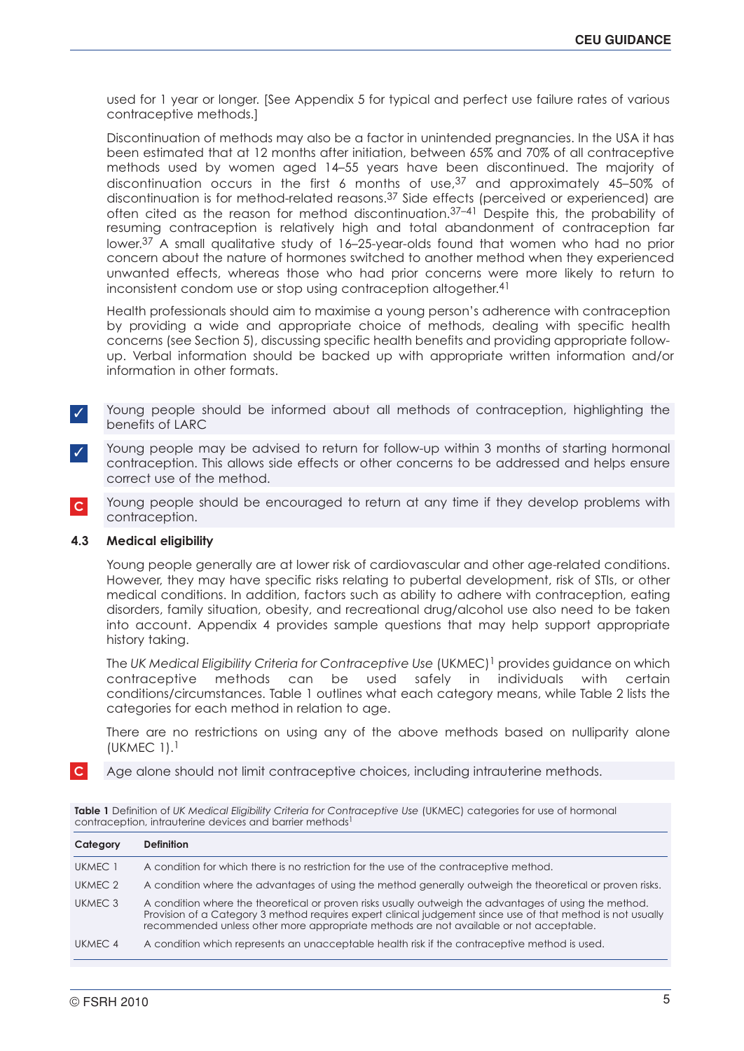used for 1 year or longer. [See Appendix 5 for typical and perfect use failure rates of various contraceptive methods.]

Discontinuation of methods may also be a factor in unintended pregnancies. In the USA it has been estimated that at 12 months after initiation, between 65% and 70% of all contraceptive methods used by women aged 14–55 years have been discontinued. The majority of discontinuation occurs in the first 6 months of use,[37] and approximately 45–50% of discontinuation is for method-related reasons.[37] Side effects (perceived or experienced) are often cited as the reason for method discontinuation.[37–41] Despite this, the probability of resuming contraception is relatively high and total abandonment of contraception far lower.[37] A small qualitative study of 16–25-year-olds found that women who had no prior concern about the nature of hormones switched to another method when they experienced unwanted effects, whereas those who had prior concerns were more likely to return to inconsistent condom use or stop using contraception altogether.[41]

Health professionals should aim to maximise a young person's adherence with contraception by providing a wide and appropriate choice of methods, dealing with specific health concerns (see Section 5), discussing specific health benefits and providing appropriate follow-up. Verbal information should be backed up with appropriate written information and/or information in other formats.

✓ Young people should be informed about all methods of contraception, highlighting the benefits of LARC

✓ Young people may be advised to return for follow-up within 3 months of starting hormonal contraception. This allows side effects or other concerns to be addressed and helps ensure correct use of the method.

**C** Young people should be encouraged to return at any time if they develop problems with contraception.

### 4.3 Medical eligibility

Young people generally are at lower risk of cardiovascular and other age-related conditions. However, they may have specific risks relating to pubertal development, risk of STIs, or other medical conditions. In addition, factors such as ability to adhere with contraception, eating disorders, family situation, obesity, and recreational drug/alcohol use also need to be taken into account. Appendix 4 provides sample questions that may help support appropriate history taking.

The *UK Medical Eligibility Criteria for Contraceptive Use* (UKMEC)[1] provides guidance on which contraceptive methods can be used safely in individuals with certain conditions/circumstances. Table 1 outlines what each category means, while Table 2 lists the categories for each method in relation to age.

There are no restrictions on using any of the above methods based on nulliparity alone (UKMEC 1).[1]

**C** Age alone should not limit contraceptive choices, including intrauterine methods.

**Table 1** Definition of *UK Medical Eligibility Criteria for Contraceptive Use* (UKMEC) categories for use of hormonal contraception, intrauterine devices and barrier methods[1]

| Category | Definition |
|---|---|
| UKMEC 1 | A condition for which there is no restriction for the use of the contraceptive method. |
| UKMEC 2 | A condition where the advantages of using the method generally outweigh the theoretical or proven risks. |
| UKMEC 3 | A condition where the theoretical or proven risks usually outweigh the advantages of using the method. Provision of a Category 3 method requires expert clinical judgement since use of that method is not usually recommended unless other more appropriate methods are not available or not acceptable. |
| UKMEC 4 | A condition which represents an unacceptable health risk if the contraceptive method is used. |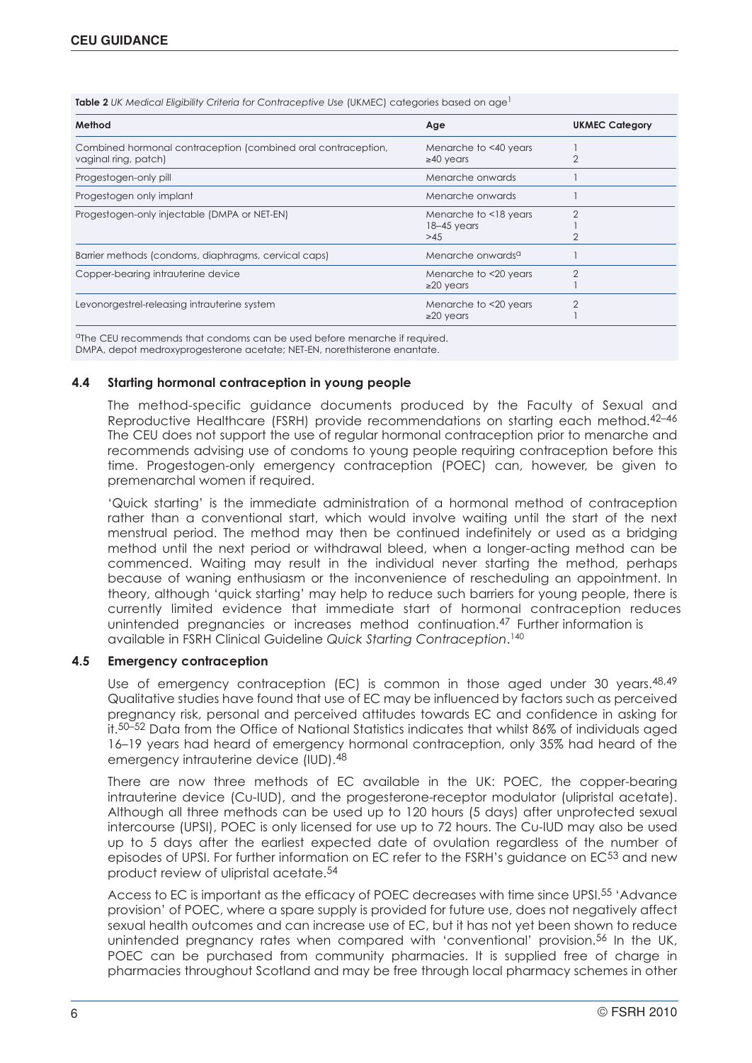**Table 2** *UK Medical Eligibility Criteria for Contraceptive Use* (UKMEC) categories based on age[1]

| Method | Age | UKMEC Category |
|---|---|---|
| Combined hormonal contraception (combined oral contraception, vaginal ring, patch) | Menarche to <40 years<br>≥40 years | 1<br>2 |
| Progestogen-only pill | Menarche onwards | 1 |
| Progestogen only implant | Menarche onwards | 1 |
| Progestogen-only injectable (DMPA or NET-EN) | Menarche to <18 years<br>18–45 years<br>>45 | 2<br>1<br>2 |
| Barrier methods (condoms, diaphragms, cervical caps) | Menarche onwards[a] | 1 |
| Copper-bearing intrauterine device | Menarche to <20 years<br>≥20 years | 2<br>1 |
| Levonorgestrel-releasing intrauterine system | Menarche to <20 years<br>≥20 years | 2<br>1 |

[a]The CEU recommends that condoms can be used before menarche if required.
DMPA, depot medroxyprogesterone acetate; NET-EN, norethisterone enantate.

### 4.4 Starting hormonal contraception in young people

The method-specific guidance documents produced by the Faculty of Sexual and Reproductive Healthcare (FSRH) provide recommendations on starting each method.[42–46] The CEU does not support the use of regular hormonal contraception prior to menarche and recommends advising use of condoms to young people requiring contraception before this time. Progestogen-only emergency contraception (POEC) can, however, be given to premenarchal women if required.

'Quick starting' is the immediate administration of a hormonal method of contraception rather than a conventional start, which would involve waiting until the start of the next menstrual period. The method may then be continued indefinitely or used as a bridging method until the next period or withdrawal bleed, when a longer-acting method can be commenced. Waiting may result in the individual never starting the method, perhaps because of waning enthusiasm or the inconvenience of rescheduling an appointment. In theory, although 'quick starting' may help to reduce such barriers for young people, there is currently limited evidence that immediate start of hormonal contraception reduces unintended pregnancies or increases method continuation.[47] Further information is available in FSRH Clinical Guideline *Quick Starting Contraception*.[140]

### 4.5 Emergency contraception

Use of emergency contraception (EC) is common in those aged under 30 years.[48,49] Qualitative studies have found that use of EC may be influenced by factors such as perceived pregnancy risk, personal and perceived attitudes towards EC and confidence in asking for it.[50–52] Data from the Office of National Statistics indicates that whilst 86% of individuals aged 16–19 years had heard of emergency hormonal contraception, only 35% had heard of the emergency intrauterine device (IUD).[48]

There are now three methods of EC available in the UK: POEC, the copper-bearing intrauterine device (Cu-IUD), and the progesterone-receptor modulator (ulipristal acetate). Although all three methods can be used up to 120 hours (5 days) after unprotected sexual intercourse (UPSI), POEC is only licensed for use up to 72 hours. The Cu-IUD may also be used up to 5 days after the earliest expected date of ovulation regardless of the number of episodes of UPSI. For further information on EC refer to the FSRH's guidance on EC[53] and new product review of ulipristal acetate.[54]

Access to EC is important as the efficacy of POEC decreases with time since UPSI.[55] 'Advance provision' of POEC, where a spare supply is provided for future use, does not negatively affect sexual health outcomes and can increase use of EC, but it has not yet been shown to reduce unintended pregnancy rates when compared with 'conventional' provision.[56] In the UK, POEC can be purchased from community pharmacies. It is supplied free of charge in pharmacies throughout Scotland and may be free through local pharmacy schemes in other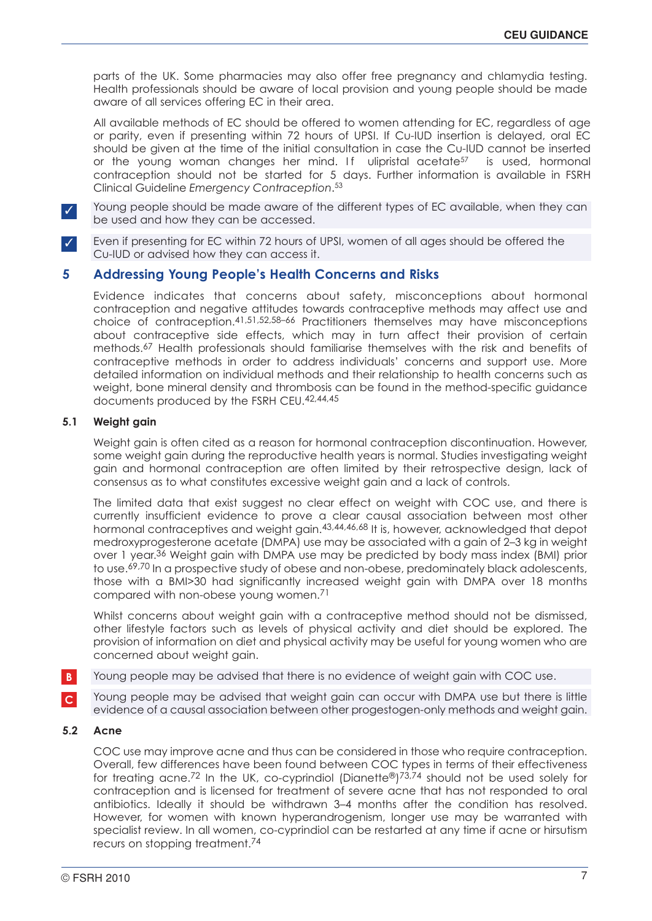parts of the UK. Some pharmacies may also offer free pregnancy and chlamydia testing. Health professionals should be aware of local provision and young people should be made aware of all services offering EC in their area.

All available methods of EC should be offered to women attending for EC, regardless of age or parity, even if presenting within 72 hours of UPSI. If Cu-IUD insertion is delayed, oral EC should be given at the time of the initial consultation in case the Cu-IUD cannot be inserted or the young woman changes her mind. If ulipristal acetate[57] is used, hormonal contraception should not be started for 5 days. Further information is available in FSRH Clinical Guideline *Emergency Contraception*.[53]

✓ Young people should be made aware of the different types of EC available, when they can be used and how they can be accessed.

✓ Even if presenting for EC within 72 hours of UPSI, women of all ages should be offered the Cu-IUD or advised how they can access it.

## 5 Addressing Young People's Health Concerns and Risks

Evidence indicates that concerns about safety, misconceptions about hormonal contraception and negative attitudes towards contraceptive methods may affect use and choice of contraception.[41,51,52,58–66] Practitioners themselves may have misconceptions about contraceptive side effects, which may in turn affect their provision of certain methods.[67] Health professionals should familiarise themselves with the risk and benefits of contraceptive methods in order to address individuals' concerns and support use. More detailed information on individual methods and their relationship to health concerns such as weight, bone mineral density and thrombosis can be found in the method-specific guidance documents produced by the FSRH CEU.[42,44,45]

### 5.1 Weight gain

Weight gain is often cited as a reason for hormonal contraception discontinuation. However, some weight gain during the reproductive health years is normal. Studies investigating weight gain and hormonal contraception are often limited by their retrospective design, lack of consensus as to what constitutes excessive weight gain and a lack of controls.

The limited data that exist suggest no clear effect on weight with COC use, and there is currently insufficient evidence to prove a clear causal association between most other hormonal contraceptives and weight gain.[43,44,46,68] It is, however, acknowledged that depot medroxyprogesterone acetate (DMPA) use may be associated with a gain of 2–3 kg in weight over 1 year.[36] Weight gain with DMPA use may be predicted by body mass index (BMI) prior to use.[69,70] In a prospective study of obese and non-obese, predominately black adolescents, those with a BMI>30 had significantly increased weight gain with DMPA over 18 months compared with non-obese young women.[71]

Whilst concerns about weight gain with a contraceptive method should not be dismissed, other lifestyle factors such as levels of physical activity and diet should be explored. The provision of information on diet and physical activity may be useful for young women who are concerned about weight gain.

**B** Young people may be advised that there is no evidence of weight gain with COC use.

**C** Young people may be advised that weight gain can occur with DMPA use but there is little evidence of a causal association between other progestogen-only methods and weight gain.

### 5.2 Acne

COC use may improve acne and thus can be considered in those who require contraception. Overall, few differences have been found between COC types in terms of their effectiveness for treating acne.[72] In the UK, co-cyprindiol (Dianette®)[73,74] should not be used solely for contraception and is licensed for treatment of severe acne that has not responded to oral antibiotics. Ideally it should be withdrawn 3–4 months after the condition has resolved. However, for women with known hyperandrogenism, longer use may be warranted with specialist review. In all women, co-cyprindiol can be restarted at any time if acne or hirsutism recurs on stopping treatment.[74]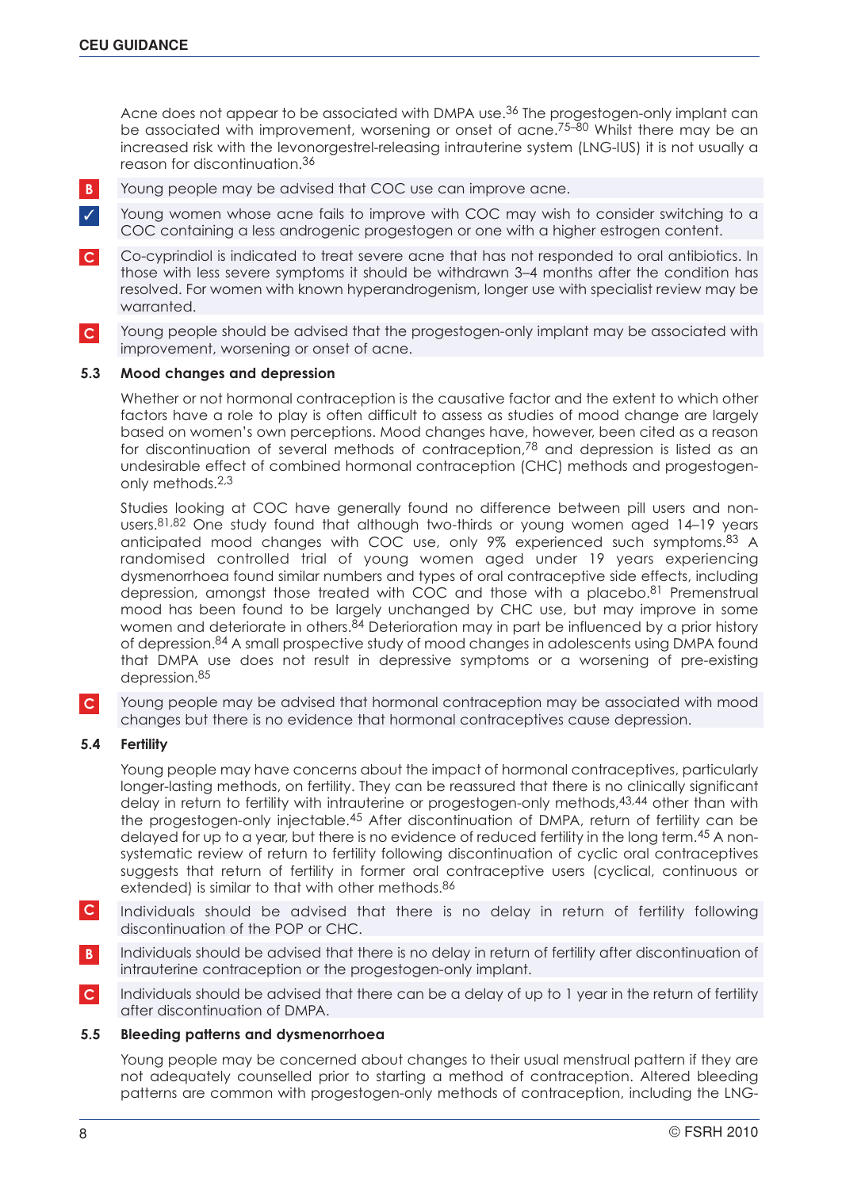Acne does not appear to be associated with DMPA use.[36] The progestogen-only implant can be associated with improvement, worsening or onset of acne.[75–80] Whilst there may be an increased risk with the levonorgestrel-releasing intrauterine system (LNG-IUS) it is not usually a reason for discontinuation.[36]

**B** Young people may be advised that COC use can improve acne.

**✓** Young women whose acne fails to improve with COC may wish to consider switching to a COC containing a less androgenic progestogen or one with a higher estrogen content.

**C** Co-cyprindiol is indicated to treat severe acne that has not responded to oral antibiotics. In those with less severe symptoms it should be withdrawn 3–4 months after the condition has resolved. For women with known hyperandrogenism, longer use with specialist review may be warranted.

**C** Young people should be advised that the progestogen-only implant may be associated with improvement, worsening or onset of acne.

### 5.3 Mood changes and depression

Whether or not hormonal contraception is the causative factor and the extent to which other factors have a role to play is often difficult to assess as studies of mood change are largely based on women's own perceptions. Mood changes have, however, been cited as a reason for discontinuation of several methods of contraception,[78] and depression is listed as an undesirable effect of combined hormonal contraception (CHC) methods and progestogen-only methods.[2,3]

Studies looking at COC have generally found no difference between pill users and non-users.[81,82] One study found that although two-thirds or young women aged 14–19 years anticipated mood changes with COC use, only 9% experienced such symptoms.[83] A randomised controlled trial of young women aged under 19 years experiencing dysmenorrhoea found similar numbers and types of oral contraceptive side effects, including depression, amongst those treated with COC and those with a placebo.[81] Premenstrual mood has been found to be largely unchanged by CHC use, but may improve in some women and deteriorate in others.[84] Deterioration may in part be influenced by a prior history of depression.[84] A small prospective study of mood changes in adolescents using DMPA found that DMPA use does not result in depressive symptoms or a worsening of pre-existing depression.[85]

**C** Young people may be advised that hormonal contraception may be associated with mood changes but there is no evidence that hormonal contraceptives cause depression.

### 5.4 Fertility

Young people may have concerns about the impact of hormonal contraceptives, particularly longer-lasting methods, on fertility. They can be reassured that there is no clinically significant delay in return to fertility with intrauterine or progestogen-only methods,[43,44] other than with the progestogen-only injectable.[45] After discontinuation of DMPA, return of fertility can be delayed for up to a year, but there is no evidence of reduced fertility in the long term.[45] A non-systematic review of return to fertility following discontinuation of cyclic oral contraceptives suggests that return of fertility in former oral contraceptive users (cyclical, continuous or extended) is similar to that with other methods.[86]

**C** Individuals should be advised that there is no delay in return of fertility following discontinuation of the POP or CHC.

**B** Individuals should be advised that there is no delay in return of fertility after discontinuation of intrauterine contraception or the progestogen-only implant.

**C** Individuals should be advised that there can be a delay of up to 1 year in the return of fertility after discontinuation of DMPA.

### 5.5 Bleeding patterns and dysmenorrhoea

Young people may be concerned about changes to their usual menstrual pattern if they are not adequately counselled prior to starting a method of contraception. Altered bleeding patterns are common with progestogen-only methods of contraception, including the LNG-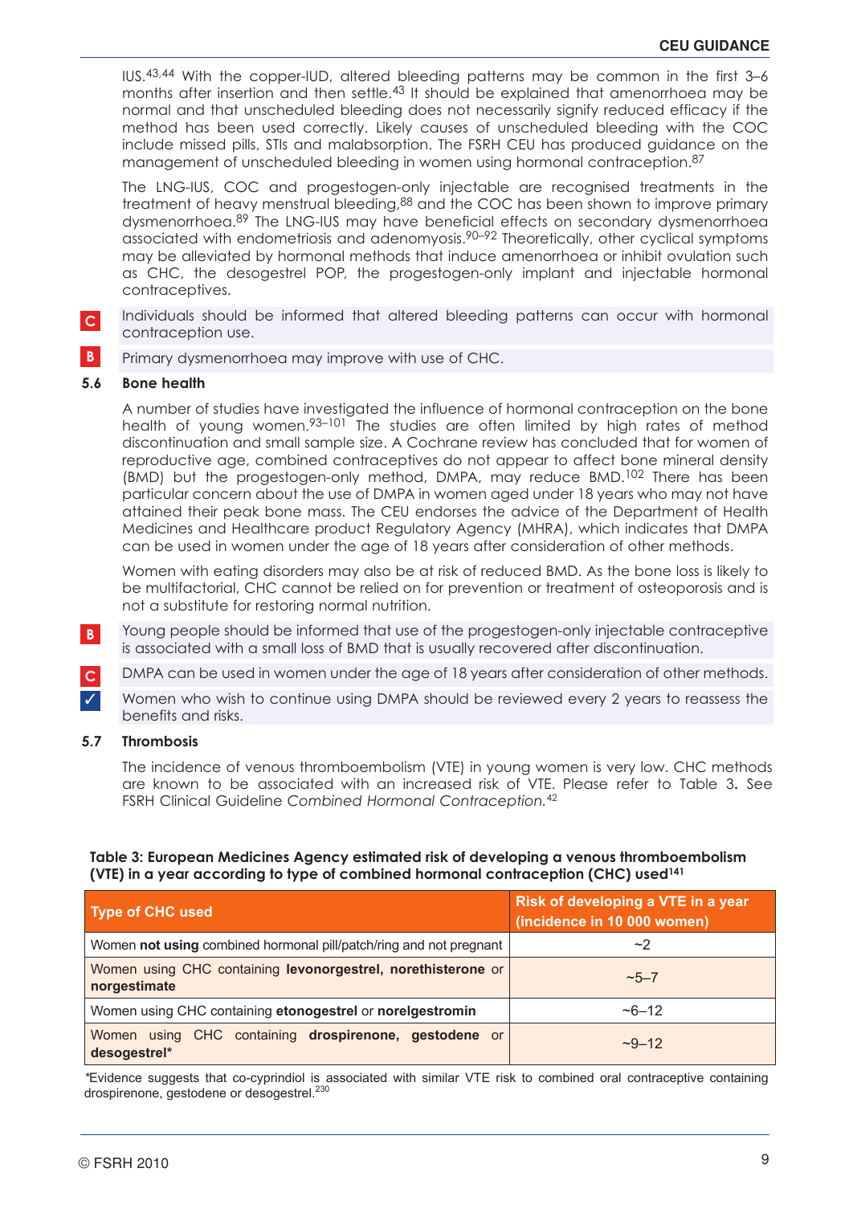IUS.[43,44] With the copper-IUD, altered bleeding patterns may be common in the first 3–6 months after insertion and then settle.[43] It should be explained that amenorrhoea may be normal and that unscheduled bleeding does not necessarily signify reduced efficacy if the method has been used correctly. Likely causes of unscheduled bleeding with the COC include missed pills, STIs and malabsorption. The FSRH CEU has produced guidance on the management of unscheduled bleeding in women using hormonal contraception.[87]

The LNG-IUS, COC and progestogen-only injectable are recognised treatments in the treatment of heavy menstrual bleeding,[88] and the COC has been shown to improve primary dysmenorrhoea.[89] The LNG-IUS may have beneficial effects on secondary dysmenorrhoea associated with endometriosis and adenomyosis.[90–92] Theoretically, other cyclical symptoms may be alleviated by hormonal methods that induce amenorrhoea or inhibit ovulation such as CHC, the desogestrel POP, the progestogen-only implant and injectable hormonal contraceptives.

**C** Individuals should be informed that altered bleeding patterns can occur with hormonal contraception use.

**B** Primary dysmenorrhoea may improve with use of CHC.

### 5.6 Bone health

A number of studies have investigated the influence of hormonal contraception on the bone health of young women.[93–101] The studies are often limited by high rates of method discontinuation and small sample size. A Cochrane review has concluded that for women of reproductive age, combined contraceptives do not appear to affect bone mineral density (BMD) but the progestogen-only method, DMPA, may reduce BMD.[102] There has been particular concern about the use of DMPA in women aged under 18 years who may not have attained their peak bone mass. The CEU endorses the advice of the Department of Health Medicines and Healthcare product Regulatory Agency (MHRA), which indicates that DMPA can be used in women under the age of 18 years after consideration of other methods.

Women with eating disorders may also be at risk of reduced BMD. As the bone loss is likely to be multifactorial, CHC cannot be relied on for prevention or treatment of osteoporosis and is not a substitute for restoring normal nutrition.

**B** Young people should be informed that use of the progestogen-only injectable contraceptive is associated with a small loss of BMD that is usually recovered after discontinuation.

**C** DMPA can be used in women under the age of 18 years after consideration of other methods.

**✓** Women who wish to continue using DMPA should be reviewed every 2 years to reassess the benefits and risks.

### 5.7 Thrombosis

The incidence of venous thromboembolism (VTE) in young women is very low. CHC methods are known to be associated with an increased risk of VTE. Please refer to Table 3**.** See FSRH Clinical Guideline *Combined Hormonal Contraception.*[42]

**Table 3: European Medicines Agency estimated risk of developing a venous thromboembolism (VTE) in a year according to type of combined hormonal contraception (CHC) used[141]**

| Type of CHC used | Risk of developing a VTE in a year (incidence in 10 000 women) |
|---|---|
| Women **not using** combined hormonal pill/patch/ring and not pregnant | ~2 |
| Women using CHC containing **levonorgestrel, norethisterone** or **norgestimate** | ~5–7 |
| Women using CHC containing **etonogestrel** or **norelgestromin** | ~6–12 |
| Women using CHC containing **drospirenone, gestodene** or **desogestrel*** | ~9–12 |

*Evidence suggests that co-cyprindiol is associated with similar VTE risk to combined oral contraceptive containing drospirenone, gestodene or desogestrel.[230]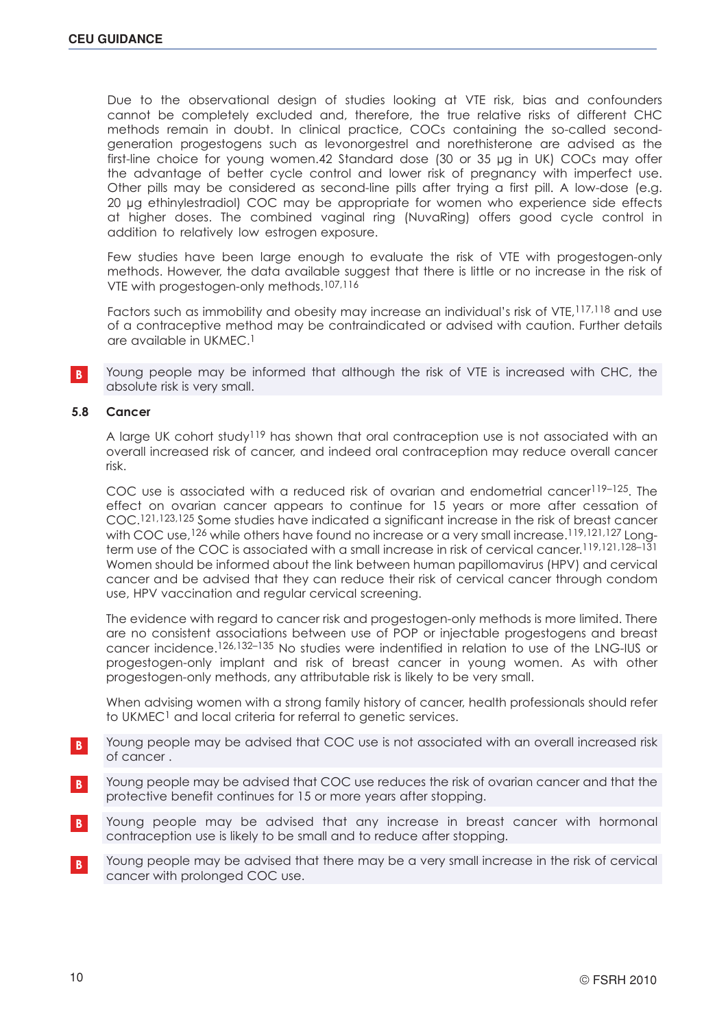Due to the observational design of studies looking at VTE risk, bias and confounders cannot be completely excluded and, therefore, the true relative risks of different CHC methods remain in doubt. In clinical practice, COCs containing the so-called second-generation progestogens such as levonorgestrel and norethisterone are advised as the first-line choice for young women.42 Standard dose (30 or 35 µg in UK) COCs may offer the advantage of better cycle control and lower risk of pregnancy with imperfect use. Other pills may be considered as second-line pills after trying a first pill. A low-dose (e.g. 20 µg ethinylestradiol) COC may be appropriate for women who experience side effects at higher doses. The combined vaginal ring (NuvaRing) offers good cycle control in addition to relatively low estrogen exposure.

Few studies have been large enough to evaluate the risk of VTE with progestogen-only methods. However, the data available suggest that there is little or no increase in the risk of VTE with progestogen-only methods.[107,116]

Factors such as immobility and obesity may increase an individual's risk of VTE,[117,118] and use of a contraceptive method may be contraindicated or advised with caution. Further details are available in UKMEC.[1]

**B** Young people may be informed that although the risk of VTE is increased with CHC, the absolute risk is very small.

### 5.8 Cancer

A large UK cohort study[119] has shown that oral contraception use is not associated with an overall increased risk of cancer, and indeed oral contraception may reduce overall cancer risk.

COC use is associated with a reduced risk of ovarian and endometrial cancer[119–125]. The effect on ovarian cancer appears to continue for 15 years or more after cessation of COC.[121,123,125] Some studies have indicated a significant increase in the risk of breast cancer with COC use,[126] while others have found no increase or a very small increase.[119,121,127] Long-term use of the COC is associated with a small increase in risk of cervical cancer.[119,121,128–131] Women should be informed about the link between human papillomavirus (HPV) and cervical cancer and be advised that they can reduce their risk of cervical cancer through condom use, HPV vaccination and regular cervical screening.

The evidence with regard to cancer risk and progestogen-only methods is more limited. There are no consistent associations between use of POP or injectable progestogens and breast cancer incidence.[126,132–135] No studies were indentified in relation to use of the LNG-IUS or progestogen-only implant and risk of breast cancer in young women. As with other progestogen-only methods, any attributable risk is likely to be very small.

When advising women with a strong family history of cancer, health professionals should refer to UKMEC[1] and local criteria for referral to genetic services.

**B** Young people may be advised that COC use is not associated with an overall increased risk of cancer .

**B** Young people may be advised that COC use reduces the risk of ovarian cancer and that the protective benefit continues for 15 or more years after stopping.

**B** Young people may be advised that any increase in breast cancer with hormonal contraception use is likely to be small and to reduce after stopping.

**B** Young people may be advised that there may be a very small increase in the risk of cervical cancer with prolonged COC use.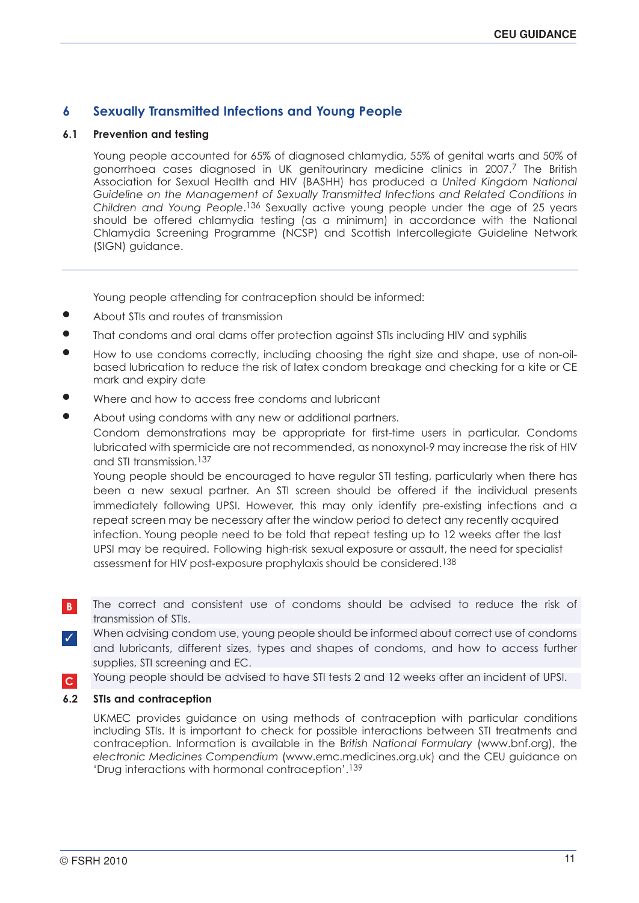## 6 Sexually Transmitted Infections and Young People

### 6.1 Prevention and testing

Young people accounted for 65% of diagnosed chlamydia, 55% of genital warts and 50% of gonorrhoea cases diagnosed in UK genitourinary medicine clinics in 2007.[7] The British Association for Sexual Health and HIV (BASHH) has produced a *United Kingdom National Guideline on the Management of Sexually Transmitted Infections and Related Conditions in Children and Young People*.[136] Sexually active young people under the age of 25 years should be offered chlamydia testing (as a minimum) in accordance with the National Chlamydia Screening Programme (NCSP) and Scottish Intercollegiate Guideline Network (SIGN) guidance.

---

Young people attending for contraception should be informed:

- About STIs and routes of transmission
- That condoms and oral dams offer protection against STIs including HIV and syphilis
- How to use condoms correctly, including choosing the right size and shape, use of non-oil-based lubrication to reduce the risk of latex condom breakage and checking for a kite or CE mark and expiry date
- Where and how to access free condoms and lubricant
- About using condoms with any new or additional partners.

Condom demonstrations may be appropriate for first-time users in particular. Condoms lubricated with spermicide are not recommended, as nonoxynol-9 may increase the risk of HIV and STI transmission.[137]

Young people should be encouraged to have regular STI testing, particularly when there has been a new sexual partner. An STI screen should be offered if the individual presents immediately following UPSI. However, this may only identify pre-existing infections and a repeat screen may be necessary after the window period to detect any recently acquired infection. Young people need to be told that repeat testing up to 12 weeks after the last UPSI may be required. Following high-risk sexual exposure or assault, the need for specialist assessment for HIV post-exposure prophylaxis should be considered.[138]

**B** The correct and consistent use of condoms should be advised to reduce the risk of transmission of STIs.

**✓** When advising condom use, young people should be informed about correct use of condoms and lubricants, different sizes, types and shapes of condoms, and how to access further supplies, STI screening and EC.

**C** Young people should be advised to have STI tests 2 and 12 weeks after an incident of UPSI.

### 6.2 STIs and contraception

UKMEC provides guidance on using methods of contraception with particular conditions including STIs. It is important to check for possible interactions between STI treatments and contraception. Information is available in the *British National Formulary* (www.bnf.org), the *electronic Medicines Compendium* (www.emc.medicines.org.uk) and the CEU guidance on 'Drug interactions with hormonal contraception'.[139]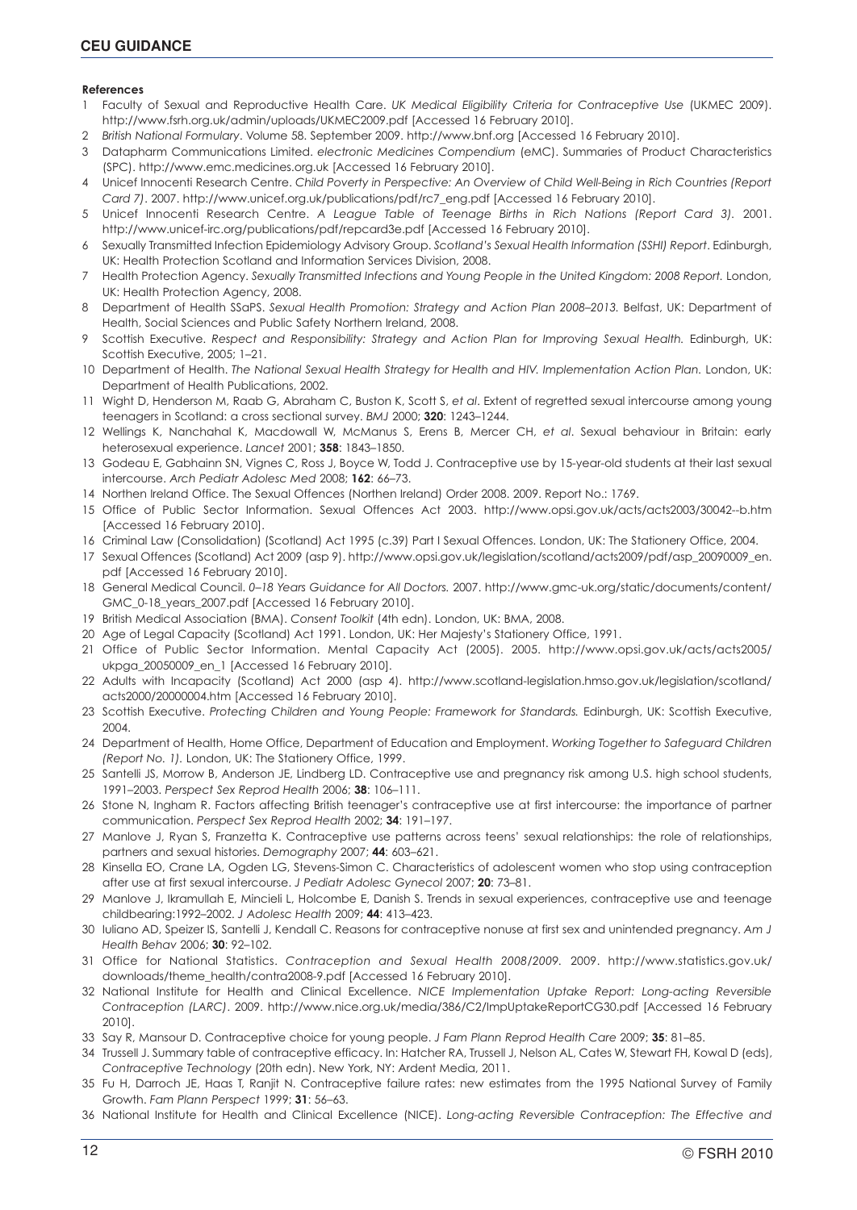#### References

1. Faculty of Sexual and Reproductive Health Care. *UK Medical Eligibility Criteria for Contraceptive Use* (UKMEC 2009). http://www.fsrh.org.uk/admin/uploads/UKMEC2009.pdf [Accessed 16 February 2010].
2. *British National Formulary*. Volume 58. September 2009. http://www.bnf.org [Accessed 16 February 2010].
3. Datapharm Communications Limited. *electronic Medicines Compendium* (eMC). Summaries of Product Characteristics (SPC). http://www.emc.medicines.org.uk [Accessed 16 February 2010].
4. Unicef Innocenti Research Centre. *Child Poverty in Perspective: An Overview of Child Well-Being in Rich Countries (Report Card 7)*. 2007. http://www.unicef.org.uk/publications/pdf/rc7_eng.pdf [Accessed 16 February 2010].
5. Unicef Innocenti Research Centre. *A League Table of Teenage Births in Rich Nations (Report Card 3)*. 2001. http://www.unicef-irc.org/publications/pdf/repcard3e.pdf [Accessed 16 February 2010].
6. Sexually Transmitted Infection Epidemiology Advisory Group. *Scotland's Sexual Health Information (SSHI) Report*. Edinburgh, UK: Health Protection Scotland and Information Services Division, 2008.
7. Health Protection Agency. *Sexually Transmitted Infections and Young People in the United Kingdom: 2008 Report.* London, UK: Health Protection Agency, 2008.
8. Department of Health SSaPS. *Sexual Health Promotion: Strategy and Action Plan 2008–2013.* Belfast, UK: Department of Health, Social Sciences and Public Safety Northern Ireland, 2008.
9. Scottish Executive. *Respect and Responsibility: Strategy and Action Plan for Improving Sexual Health.* Edinburgh, UK: Scottish Executive, 2005; 1–21.
10. Department of Health. *The National Sexual Health Strategy for Health and HIV. Implementation Action Plan.* London, UK: Department of Health Publications, 2002.
11. Wight D, Henderson M, Raab G, Abraham C, Buston K, Scott S, *et al*. Extent of regretted sexual intercourse among young teenagers in Scotland: a cross sectional survey. *BMJ* 2000; **320**: 1243–1244.
12. Wellings K, Nanchahal K, Macdowall W, McManus S, Erens B, Mercer CH, *et al*. Sexual behaviour in Britain: early heterosexual experience. *Lancet* 2001; **358**: 1843–1850.
13. Godeau E, Gabhainn SN, Vignes C, Ross J, Boyce W, Todd J. Contraceptive use by 15-year-old students at their last sexual intercourse. *Arch Pediatr Adolesc Med* 2008; **162**: 66–73.
14. Northen Ireland Office. The Sexual Offences (Northen Ireland) Order 2008. 2009. Report No.: 1769.
15. Office of Public Sector Information. Sexual Offences Act 2003. http://www.opsi.gov.uk/acts/acts2003/30042--b.htm [Accessed 16 February 2010].
16. Criminal Law (Consolidation) (Scotland) Act 1995 (c.39) Part I Sexual Offences. London, UK: The Stationery Office, 2004.
17. Sexual Offences (Scotland) Act 2009 (asp 9). http://www.opsi.gov.uk/legislation/scotland/acts2009/pdf/asp_20090009_en.pdf [Accessed 16 February 2010].
18. General Medical Council. *0–18 Years Guidance for All Doctors.* 2007. http://www.gmc-uk.org/static/documents/content/GMC_0-18_years_2007.pdf [Accessed 16 February 2010].
19. British Medical Association (BMA). *Consent Toolkit* (4th edn). London, UK: BMA, 2008.
20. Age of Legal Capacity (Scotland) Act 1991. London, UK: Her Majesty's Stationery Office, 1991.
21. Office of Public Sector Information. Mental Capacity Act (2005). 2005. http://www.opsi.gov.uk/acts/acts2005/ukpga_20050009_en_1 [Accessed 16 February 2010].
22. Adults with Incapacity (Scotland) Act 2000 (asp 4). http://www.scotland-legislation.hmso.gov.uk/legislation/scotland/acts2000/20000004.htm [Accessed 16 February 2010].
23. Scottish Executive. *Protecting Children and Young People: Framework for Standards.* Edinburgh, UK: Scottish Executive, 2004.
24. Department of Health, Home Office, Department of Education and Employment. *Working Together to Safeguard Children (Report No. 1).* London, UK: The Stationery Office, 1999.
25. Santelli JS, Morrow B, Anderson JE, Lindberg LD. Contraceptive use and pregnancy risk among U.S. high school students, 1991–2003. *Perspect Sex Reprod Health* 2006; **38**: 106–111.
26. Stone N, Ingham R. Factors affecting British teenager's contraceptive use at first intercourse: the importance of partner communication. *Perspect Sex Reprod Health* 2002; **34**: 191–197.
27. Manlove J, Ryan S, Franzetta K. Contraceptive use patterns across teens' sexual relationships: the role of relationships, partners and sexual histories. *Demography* 2007; **44**: 603–621.
28. Kinsella EO, Crane LA, Ogden LG, Stevens-Simon C. Characteristics of adolescent women who stop using contraception after use at first sexual intercourse. *J Pediatr Adolesc Gynecol* 2007; **20**: 73–81.
29. Manlove J, Ikramullah E, Mincieli L, Holcombe E, Danish S. Trends in sexual experiences, contraceptive use and teenage childbearing:1992–2002. *J Adolesc Health* 2009; **44**: 413–423.
30. Iuliano AD, Speizer IS, Santelli J, Kendall C. Reasons for contraceptive nonuse at first sex and unintended pregnancy. *Am J Health Behav* 2006; **30**: 92–102.
31. Office for National Statistics. *Contraception and Sexual Health 2008/2009.* 2009. http://www.statistics.gov.uk/downloads/theme_health/contra2008-9.pdf [Accessed 16 February 2010].
32. National Institute for Health and Clinical Excellence. *NICE Implementation Uptake Report: Long-acting Reversible Contraception (LARC)*. 2009. http://www.nice.org.uk/media/386/C2/ImpUptakeReportCG30.pdf [Accessed 16 February 2010].
33. Say R, Mansour D. Contraceptive choice for young people. *J Fam Plann Reprod Health Care* 2009; **35**: 81–85.
34. Trussell J. Summary table of contraceptive efficacy. In: Hatcher RA, Trussell J, Nelson AL, Cates W, Stewart FH, Kowal D (eds), *Contraceptive Technology* (20th edn). New York, NY: Ardent Media, 2011.
35. Fu H, Darroch JE, Haas T, Ranjit N. Contraceptive failure rates: new estimates from the 1995 National Survey of Family Growth. *Fam Plann Perspect* 1999; **31**: 56–63.
36. National Institute for Health and Clinical Excellence (NICE). *Long-acting Reversible Contraception: The Effective and*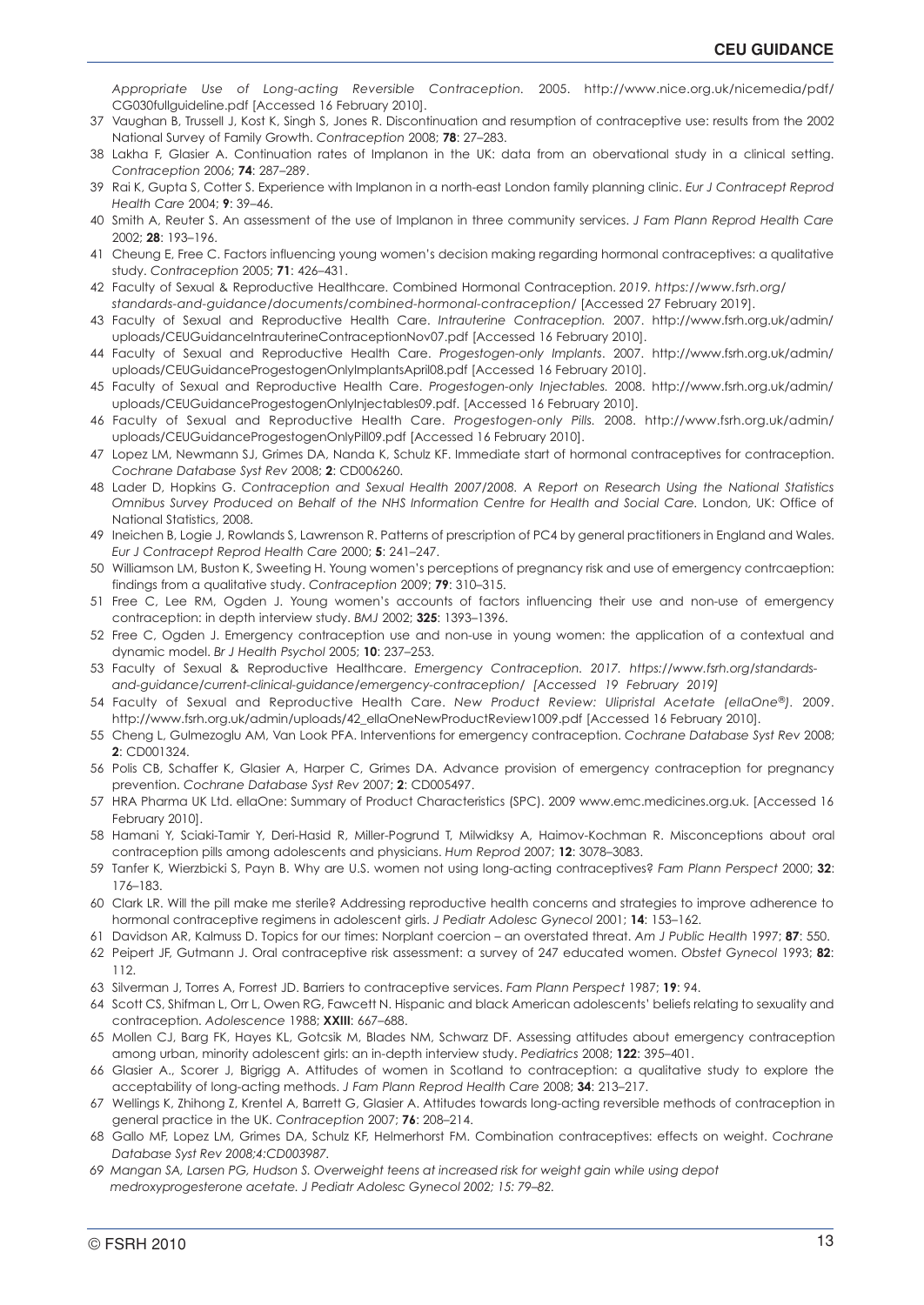*Appropriate Use of Long-acting Reversible Contraception.* 2005. http://www.nice.org.uk/nicemedia/pdf/CG030fullguideline.pdf [Accessed 16 February 2010].

37 Vaughan B, Trussell J, Kost K, Singh S, Jones R. Discontinuation and resumption of contraceptive use: results from the 2002 National Survey of Family Growth. *Contraception* 2008; **78**: 27–283.

38 Lakha F, Glasier A. Continuation rates of Implanon in the UK: data from an obervational study in a clinical setting. *Contraception* 2006; **74**: 287–289.

39 Rai K, Gupta S, Cotter S. Experience with Implanon in a north-east London family planning clinic. *Eur J Contracept Reprod Health Care* 2004; **9**: 39–46.

40 Smith A, Reuter S. An assessment of the use of Implanon in three community services. *J Fam Plann Reprod Health Care* 2002; **28**: 193–196.

41 Cheung E, Free C. Factors influencing young women's decision making regarding hormonal contraceptives: a qualitative study. *Contraception* 2005; **71**: 426–431.

42 Faculty of Sexual & Reproductive Healthcare. Combined Hormonal Contraception. *2019. https://www.fsrh.org/standards-and-guidance/documents/combined-hormonal-contraception/* [Accessed 27 February 2019].

43 Faculty of Sexual and Reproductive Health Care. *Intrauterine Contraception.* 2007. http://www.fsrh.org.uk/admin/uploads/CEUGuidanceIntrauterineContraceptionNov07.pdf [Accessed 16 February 2010].

44 Faculty of Sexual and Reproductive Health Care. *Progestogen-only Implants*. 2007. http://www.fsrh.org.uk/admin/uploads/CEUGuidanceProgestogenOnlyImplantsApril08.pdf [Accessed 16 February 2010].

45 Faculty of Sexual and Reproductive Health Care. *Progestogen-only Injectables.* 2008. http://www.fsrh.org.uk/admin/uploads/CEUGuidanceProgestogenOnlyInjectables09.pdf. [Accessed 16 February 2010].

46 Faculty of Sexual and Reproductive Health Care. *Progestogen-only Pills.* 2008. http://www.fsrh.org.uk/admin/uploads/CEUGuidanceProgestogenOnlyPill09.pdf [Accessed 16 February 2010].

47 Lopez LM, Newmann SJ, Grimes DA, Nanda K, Schulz KF. Immediate start of hormonal contraceptives for contraception. *Cochrane Database Syst Rev* 2008; **2**: CD006260.

48 Lader D, Hopkins G. *Contraception and Sexual Health 2007/2008. A Report on Research Using the National Statistics Omnibus Survey Produced on Behalf of the NHS Information Centre for Health and Social Care.* London, UK: Office of National Statistics, 2008.

49 Ineichen B, Logie J, Rowlands S, Lawrenson R. Patterns of prescription of PC4 by general practitioners in England and Wales. *Eur J Contracept Reprod Health Care* 2000; **5**: 241–247.

50 Williamson LM, Buston K, Sweeting H. Young women's perceptions of pregnancy risk and use of emergency contrcaeption: findings from a qualitative study. *Contraception* 2009; **79**: 310–315.

51 Free C, Lee RM, Ogden J. Young women's accounts of factors influencing their use and non-use of emergency contraception: in depth interview study. *BMJ* 2002; **325**: 1393–1396.

52 Free C, Ogden J. Emergency contraception use and non-use in young women: the application of a contextual and dynamic model. *Br J Health Psychol* 2005; **10**: 237–253.

53 Faculty of Sexual & Reproductive Healthcare. *Emergency Contraception. 2017. https://www.fsrh.org/standards-and-guidance/current-clinical-guidance/emergency-contraception/ [Accessed 19 February 2019]*

54 Faculty of Sexual and Reproductive Health Care. *New Product Review: Ulipristal Acetate (ellaOne®).* 2009. http://www.fsrh.org.uk/admin/uploads/42_ellaOneNewProductReview1009.pdf [Accessed 16 February 2010].

55 Cheng L, Gulmezoglu AM, Van Look PFA. Interventions for emergency contraception. *Cochrane Database Syst Rev* 2008; **2**: CD001324.

56 Polis CB, Schaffer K, Glasier A, Harper C, Grimes DA. Advance provision of emergency contraception for pregnancy prevention. *Cochrane Database Syst Rev* 2007; **2**: CD005497.

57 HRA Pharma UK Ltd. ellaOne: Summary of Product Characteristics (SPC). 2009 www.emc.medicines.org.uk. [Accessed 16 February 2010].

58 Hamani Y, Sciaki-Tamir Y, Deri-Hasid R, Miller-Pogrund T, Milwidksy A, Haimov-Kochman R. Misconceptions about oral contraception pills among adolescents and physicians. *Hum Reprod* 2007; **12**: 3078–3083.

59 Tanfer K, Wierzbicki S, Payn B. Why are U.S. women not using long-acting contraceptives? *Fam Plann Perspect* 2000; **32**: 176–183.

60 Clark LR. Will the pill make me sterile? Addressing reproductive health concerns and strategies to improve adherence to hormonal contraceptive regimens in adolescent girls. *J Pediatr Adolesc Gynecol* 2001; **14**: 153–162.

61 Davidson AR, Kalmuss D. Topics for our times: Norplant coercion – an overstated threat. *Am J Public Health* 1997; **87**: 550.

62 Peipert JF, Gutmann J. Oral contraceptive risk assessment: a survey of 247 educated women. *Obstet Gynecol* 1993; **82**: 112.

63 Silverman J, Torres A, Forrest JD. Barriers to contraceptive services. *Fam Plann Perspect* 1987; **19**: 94.

64 Scott CS, Shifman L, Orr L, Owen RG, Fawcett N. Hispanic and black American adolescents' beliefs relating to sexuality and contraception. *Adolescence* 1988; **XXIII**: 667–688.

65 Mollen CJ, Barg FK, Hayes KL, Gotcsik M, Blades NM, Schwarz DF. Assessing attitudes about emergency contraception among urban, minority adolescent girls: an in-depth interview study. *Pediatrics* 2008; **122**: 395–401.

66 Glasier A., Scorer J, Bigrigg A. Attitudes of women in Scotland to contraception: a qualitative study to explore the acceptability of long-acting methods. *J Fam Plann Reprod Health Care* 2008; **34**: 213–217.

67 Wellings K, Zhihong Z, Krentel A, Barrett G, Glasier A. Attitudes towards long-acting reversible methods of contraception in general practice in the UK. *Contraception* 2007; **76**: 208–214.

68 Gallo MF, Lopez LM, Grimes DA, Schulz KF, Helmerhorst FM. Combination contraceptives: effects on weight. *Cochrane Database Syst Rev 2008;4:CD003987.*

69 *Mangan SA, Larsen PG, Hudson S. Overweight teens at increased risk for weight gain while using depot medroxyprogesterone acetate. J Pediatr Adolesc Gynecol 2002; 15: 79–82.*

© FSRH 2010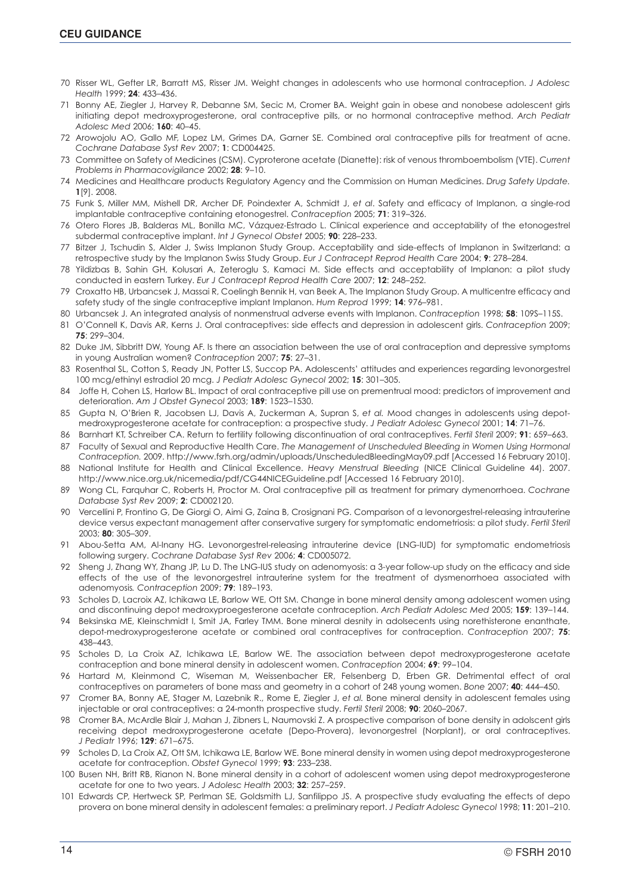70 Risser WL, Gefter LR, Barratt MS, Risser JM. Weight changes in adolescents who use hormonal contraception. *J Adolesc Health* 1999; **24**: 433–436.

71 Bonny AE, Ziegler J, Harvey R, Debanne SM, Secic M, Cromer BA. Weight gain in obese and nonobese adolescent girls initiating depot medroxyprogesterone, oral contraceptive pills, or no hormonal contraceptive method. *Arch Pediatr Adolesc Med* 2006; **160**: 40–45.

72 Arowojolu AO, Gallo MF, Lopez LM, Grimes DA, Garner SE. Combined oral contraceptive pills for treatment of acne. *Cochrane Database Syst Rev* 2007; **1**: CD004425.

73 Committee on Safety of Medicines (CSM). Cyproterone acetate (Dianette): risk of venous thromboembolism (VTE). *Current Problems in Pharmacovigilance* 2002; **28**: 9–10.

74 Medicines and Healthcare products Regulatory Agency and the Commission on Human Medicines. *Drug Safety Update.* **1**[9]. 2008.

75 Funk S, Miller MM, Mishell DR, Archer DF, Poindexter A, Schmidt J, *et al*. Safety and efficacy of Implanon, a single-rod implantable contraceptive containing etonogestrel. *Contraception* 2005; **71**: 319–326.

76 Otero Flores JB, Balderas ML, Bonilla MC, Vázquez-Estrado L. Clinical experience and acceptability of the etonogestrel subdermal contraceptive implant. *Int J Gynecol Obstet* 2005; **90**: 228–233.

77 Bitzer J, Tschudin S, Alder J, Swiss Implanon Study Group. Acceptability and side-effects of Implanon in Switzerland: a retrospective study by the Implanon Swiss Study Group. *Eur J Contracept Reprod Health Care* 2004; **9**: 278–284.

78 Yildizbas B, Sahin GH, Kolusari A, Zeteroglu S, Kamaci M. Side effects and acceptability of Implanon: a pilot study conducted in eastern Turkey. *Eur J Contracept Reprod Health Care* 2007; **12**: 248–252.

79 Croxatto HB, Urbancsek J, Massai R, Coelingh Bennik H, van Beek A, The Implanon Study Group. A multicentre efficacy and safety study of the single contraceptive implant Implanon. *Hum Reprod* 1999; **14**: 976–981.

80 Urbancsek J. An integrated analysis of nonmenstrual adverse events with Implanon. *Contraception* 1998; **58**: 109S–115S.

81 O'Connell K, Davis AR, Kerns J. Oral contraceptives: side effects and depression in adolescent girls. *Contraception* 2009; **75**: 299–304.

82 Duke JM, Sibbritt DW, Young AF. Is there an association between the use of oral contraception and depressive symptoms in young Australian women? *Contraception* 2007; **75**: 27–31.

83 Rosenthal SL, Cotton S, Ready JN, Potter LS, Succop PA. Adolescents' attitudes and experiences regarding levonorgestrel 100 mcg/ethinyl estradiol 20 mcg. *J Pediatr Adolesc Gynecol* 2002; **15**: 301–305.

84 Joffe H, Cohen LS, Harlow BL. Impact of oral contraceptive pill use on prementrual mood: predictors of improvement and deterioration. *Am J Obstet Gynecol* 2003; **189**: 1523–1530.

85 Gupta N, O'Brien R, Jacobsen LJ, Davis A, Zuckerman A, Supran S, *et al.* Mood changes in adolescents using depot-medroxyprogesterone acetate for contraception: a prospective study. *J Pediatr Adolesc Gynecol* 2001; **14**: 71–76.

86 Barnhart KT, Schreiber CA. Return to fertility following discontinuation of oral contraceptives. *Fertil Steril* 2009; **91**: 659–663.

87 Faculty of Sexual and Reproductive Health Care. *The Management of Unscheduled Bleeding in Women Using Hormonal Contraception.* 2009. http://www.fsrh.org/admin/uploads/UnscheduledBleedingMay09.pdf [Accessed 16 February 2010].

88 National Institute for Health and Clinical Excellence. *Heavy Menstrual Bleeding* (NICE Clinical Guideline 44). 2007. http://www.nice.org.uk/nicemedia/pdf/CG44NICEGuideline.pdf [Accessed 16 February 2010].

89 Wong CL, Farquhar C, Roberts H, Proctor M. Oral contraceptive pill as treatment for primary dymenorrhoea. *Cochrane Database Syst Rev* 2009; **2**: CD002120.

90 Vercellini P, Frontino G, De Giorgi O, Aimi G, Zaina B, Crosignani PG. Comparison of a levonorgestrel-releasing intrauterine device versus expectant management after conservative surgery for symptomatic endometriosis: a pilot study. *Fertil Steril* 2003; **80**: 305–309.

91 Abou-Setta AM, Al-Inany HG. Levonorgestrel-releasing intrauterine device (LNG-IUD) for symptomatic endometriosis following surgery. *Cochrane Database Syst Rev* 2006; **4**: CD005072.

92 Sheng J, Zhang WY, Zhang JP, Lu D. The LNG-IUS study on adenomyosis: a 3-year follow-up study on the efficacy and side effects of the use of the levonorgestrel intrauterine system for the treatment of dysmenorrhoea associated with adenomyosis*. Contraception* 2009; **79**: 189–193.

93 Scholes D, Lacroix AZ, Ichikawa LE, Barlow WE, Ott SM. Change in bone mineral density among adolescent women using and discontinuing depot medroxyproegesterone acetate contraception. *Arch Pediatr Adolesc Med* 2005; **159**: 139–144.

94 Beksinska ME, Kleinschmidt I, Smit JA, Farley TMM. Bone mineral desnity in adolsecents using norethisterone enanthate, depot-medroxyprogesterone acetate or combined oral contraceptives for contraception. *Contraception* 2007; **75**: 438–443.

95 Scholes D, La Croix AZ, Ichikawa LE, Barlow WE. The association between depot medroxyprogesterone acetate contraception and bone mineral density in adolescent women. *Contraception* 2004; **69**: 99–104.

96 Hartard M, Kleinmond C, Wiseman M, Weissenbacher ER, Felsenberg D, Erben GR. Detrimental effect of oral contraceptives on parameters of bone mass and geometry in a cohort of 248 young women. *Bone* 2007; **40**: 444–450.

97 Cromer BA, Bonny AE, Stager M, Lazebnik R., Rome E, Ziegler J, *et al.* Bone mineral density in adolescent females using injectable or oral contraceptives: a 24-month prospective study. *Fertil Steril* 2008; **90**: 2060–2067.

98 Cromer BA, McArdle Blair J, Mahan J, Zibners L, Naumovski Z. A prospective comparison of bone density in adolscent girls receiving depot medroxyprogesterone acetate (Depo-Provera), levonorgestrel (Norplant), or oral contraceptives. *J Pediatr* 1996; **129**: 671–675.

99 Scholes D, La Croix AZ, Ott SM, Ichikawa LE, Barlow WE. Bone mineral density in women using depot medroxyprogesterone acetate for contraception. *Obstet Gynecol* 1999; **93**: 233–238.

100 Busen NH, Britt RB, Rianon N. Bone mineral density in a cohort of adolescent women using depot medroxyprogesterone acetate for one to two years. *J Adolesc Health* 2003; **32**: 257–259.

101 Edwards CP, Hertweck SP, Perlman SE, Goldsmith LJ, Sanfilippo JS. A prospective study evaluating the effects of depo provera on bone mineral density in adolescent females: a preliminary report. *J Pediatr Adolesc Gynecol* 1998; **11**: 201–210.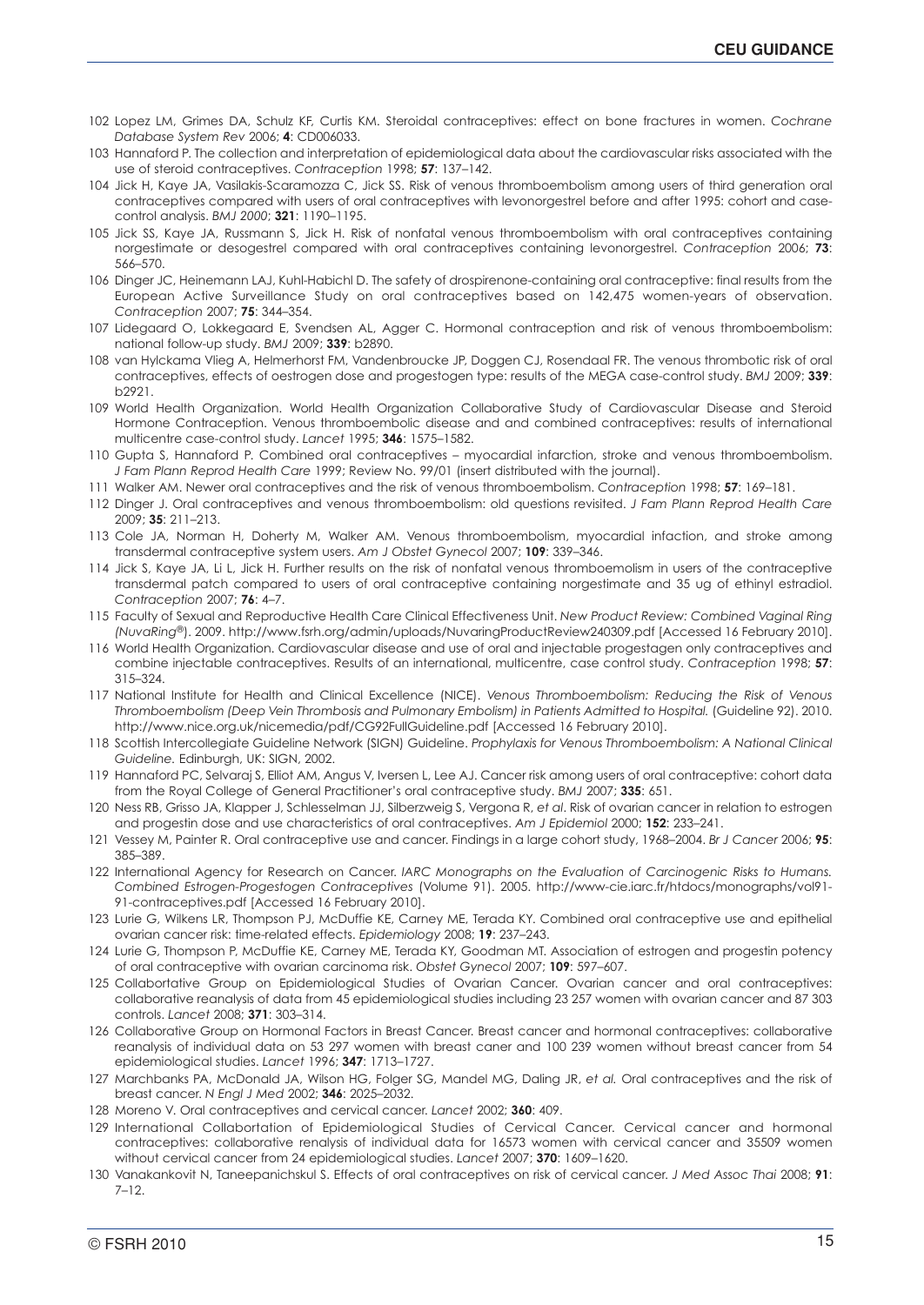102 Lopez LM, Grimes DA, Schulz KF, Curtis KM. Steroidal contraceptives: effect on bone fractures in women. *Cochrane Database System Rev* 2006; **4**: CD006033.

103 Hannaford P. The collection and interpretation of epidemiological data about the cardiovascular risks associated with the use of steroid contraceptives. *Contraception* 1998; **57**: 137–142.

104 Jick H, Kaye JA, Vasilakis-Scaramozza C, Jick SS. Risk of venous thromboembolism among users of third generation oral contraceptives compared with users of oral contraceptives with levonorgestrel before and after 1995: cohort and case-control analysis. *BMJ 2000;* **321**: 1190–1195.

105 Jick SS, Kaye JA, Russmann S, Jick H. Risk of nonfatal venous thromboembolism with oral contraceptives containing norgestimate or desogestrel compared with oral contraceptives containing levonorgestrel. *Contraception* 2006; **73**: 566–570.

106 Dinger JC, Heinemann LAJ, Kuhl-Habichl D. The safety of drospirenone-containing oral contraceptive: final results from the European Active Surveillance Study on oral contraceptives based on 142,475 women-years of observation. *Contraception* 2007; **75**: 344–354.

107 Lidegaard O, Lokkegaard E, Svendsen AL, Agger C. Hormonal contraception and risk of venous thromboembolism: national follow-up study. *BMJ* 2009; **339**: b2890.

108 van Hylckama Vlieg A, Helmerhorst FM, Vandenbroucke JP, Doggen CJ, Rosendaal FR. The venous thrombotic risk of oral contraceptives, effects of oestrogen dose and progestogen type: results of the MEGA case-control study. *BMJ* 2009; **339**: b2921.

109 World Health Organization. World Health Organization Collaborative Study of Cardiovascular Disease and Steroid Hormone Contraception. Venous thromboembolic disease and and combined contraceptives: results of international multicentre case-control study. *Lancet* 1995; **346**: 1575–1582.

110 Gupta S, Hannaford P. Combined oral contraceptives – myocardial infarction, stroke and venous thromboembolism. *J Fam Plann Reprod Health Care* 1999; Review No. 99/01 (insert distributed with the journal).

111 Walker AM. Newer oral contraceptives and the risk of venous thromboembolism. *Contraception* 1998; **57**: 169–181.

112 Dinger J. Oral contraceptives and venous thromboembolism: old questions revisited. *J Fam Plann Reprod Health Care* 2009; **35**: 211–213.

113 Cole JA, Norman H, Doherty M, Walker AM. Venous thromboembolism, myocardial infaction, and stroke among transdermal contraceptive system users. *Am J Obstet Gynecol* 2007; **109**: 339–346.

114 Jick S, Kaye JA, Li L, Jick H. Further results on the risk of nonfatal venous thromboemolism in users of the contraceptive transdermal patch compared to users of oral contraceptive containing norgestimate and 35 ug of ethinyl estradiol. *Contraception* 2007; **76**: 4–7.

115 Faculty of Sexual and Reproductive Health Care Clinical Effectiveness Unit. *New Product Review: Combined Vaginal Ring (NuvaRing®)*. 2009. http://www.fsrh.org/admin/uploads/NuvaringProductReview240309.pdf [Accessed 16 February 2010].

116 World Health Organization. Cardiovascular disease and use of oral and injectable progestagen only contraceptives and combine injectable contraceptives. Results of an international, multicentre, case control study. *Contraception* 1998; **57**: 315–324.

117 National Institute for Health and Clinical Excellence (NICE). *Venous Thromboembolism: Reducing the Risk of Venous Thromboembolism (Deep Vein Thrombosis and Pulmonary Embolism) in Patients Admitted to Hospital.* (Guideline 92). 2010. http://www.nice.org.uk/nicemedia/pdf/CG92FullGuideline.pdf [Accessed 16 February 2010].

118 Scottish Intercollegiate Guideline Network (SIGN) Guideline. *Prophylaxis for Venous Thromboembolism: A National Clinical Guideline.* Edinburgh, UK: SIGN, 2002.

119 Hannaford PC, Selvaraj S, Elliot AM, Angus V, Iversen L, Lee AJ. Cancer risk among users of oral contraceptive: cohort data from the Royal College of General Practitioner's oral contraceptive study. *BMJ* 2007; **335**: 651.

120 Ness RB, Grisso JA, Klapper J, Schlesselman JJ, Silberzweig S, Vergona R, *et al*. Risk of ovarian cancer in relation to estrogen and progestin dose and use characteristics of oral contraceptives. *Am J Epidemiol* 2000; **152**: 233–241.

121 Vessey M, Painter R. Oral contraceptive use and cancer. Findings in a large cohort study, 1968–2004. *Br J Cancer* 2006; **95**: 385–389.

122 International Agency for Research on Cancer. *IARC Monographs on the Evaluation of Carcinogenic Risks to Humans. Combined Estrogen-Progestogen Contraceptives* (Volume 91). 2005. http://www-cie.iarc.fr/htdocs/monographs/vol91-91-contraceptives.pdf [Accessed 16 February 2010].

123 Lurie G, Wilkens LR, Thompson PJ, McDuffie KE, Carney ME, Terada KY. Combined oral contraceptive use and epithelial ovarian cancer risk: time-related effects. *Epidemiology* 2008; **19**: 237–243.

124 Lurie G, Thompson P, McDuffie KE, Carney ME, Terada KY, Goodman MT. Association of estrogen and progestin potency of oral contraceptive with ovarian carcinoma risk. *Obstet Gynecol* 2007; **109**: 597–607.

125 Collabortative Group on Epidemiological Studies of Ovarian Cancer. Ovarian cancer and oral contraceptives: collaborative reanalysis of data from 45 epidemiological studies including 23 257 women with ovarian cancer and 87 303 controls. *Lancet* 2008; **371**: 303–314.

126 Collaborative Group on Hormonal Factors in Breast Cancer. Breast cancer and hormonal contraceptives: collaborative reanalysis of individual data on 53 297 women with breast caner and 100 239 women without breast cancer from 54 epidemiological studies. *Lancet* 1996; **347**: 1713–1727.

127 Marchbanks PA, McDonald JA, Wilson HG, Folger SG, Mandel MG, Daling JR, *et al.* Oral contraceptives and the risk of breast cancer. *N Engl J Med* 2002; **346**: 2025–2032.

128 Moreno V. Oral contraceptives and cervical cancer. *Lancet* 2002; **360**: 409.

129 International Collabortation of Epidemiological Studies of Cervical Cancer. Cervical cancer and hormonal contraceptives: collaborative renalysis of individual data for 16573 women with cervical cancer and 35509 women without cervical cancer from 24 epidemiological studies. *Lancet* 2007; **370**: 1609–1620.

130 Vanakankovit N, Taneepanichskul S. Effects of oral contraceptives on risk of cervical cancer. *J Med Assoc Thai* 2008; **91**: 7–12.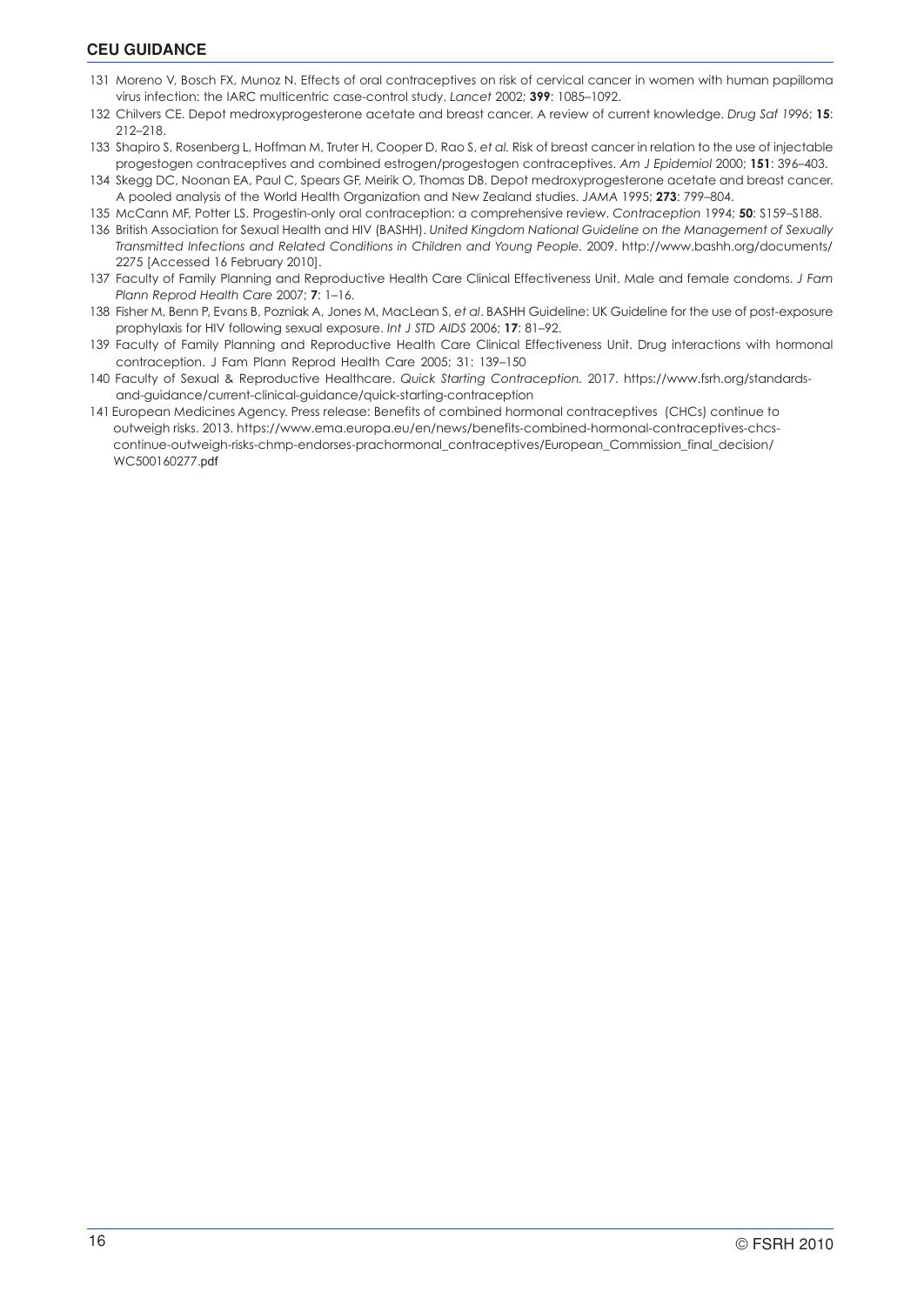131 Moreno V, Bosch FX, Munoz N. Effects of oral contraceptives on risk of cervical cancer in women with human papilloma virus infection: the IARC multicentric case-control study. *Lancet* 2002; **399**: 1085–1092.

132 Chilvers CE. Depot medroxyprogesterone acetate and breast cancer. A review of current knowledge. *Drug Saf* 1996; **15**: 212–218.

133 Shapiro S, Rosenberg L, Hoffman M, Truter H, Cooper D, Rao S, *et al.* Risk of breast cancer in relation to the use of injectable progestogen contraceptives and combined estrogen/progestogen contraceptives. *Am J Epidemiol* 2000; **151**: 396–403.

134 Skegg DC, Noonan EA, Paul C, Spears GF, Meirik O, Thomas DB. Depot medroxyprogesterone acetate and breast cancer. A pooled analysis of the World Health Organization and New Zealand studies. *JAMA* 1995; **273**: 799–804.

135 McCann MF, Potter LS. Progestin-only oral contraception: a comprehensive review. *Contraception* 1994; **50**: S159–S188.

136 British Association for Sexual Health and HIV (BASHH). *United Kingdom National Guideline on the Management of Sexually Transmitted Infections and Related Conditions in Children and Young People.* 2009. http://www.bashh.org/documents/2275 [Accessed 16 February 2010].

137 Faculty of Family Planning and Reproductive Health Care Clinical Effectiveness Unit. Male and female condoms. *J Fam Plann Reprod Health Care* 2007; **7**: 1–16.

138 Fisher M, Benn P, Evans B, Pozniak A, Jones M, MacLean S, *et al*. BASHH Guideline: UK Guideline for the use of post-exposure prophylaxis for HIV following sexual exposure. *Int J STD AIDS* 2006; **17**: 81–92.

139 Faculty of Family Planning and Reproductive Health Care Clinical Effectiveness Unit. Drug interactions with hormonal contraception. J Fam Plann Reprod Health Care 2005; 31: 139–150

140 Faculty of Sexual & Reproductive Healthcare. *Quick Starting Contraception.* 2017. https://www.fsrh.org/standards-and-guidance/current-clinical-guidance/quick-starting-contraception

141 European Medicines Agency. Press release: Benefits of combined hormonal contraceptives (CHCs) continue to outweigh risks. 2013. https://www.ema.europa.eu/en/news/benefits-combined-hormonal-contraceptives-chcs-continue-outweigh-risks-chmp-endorses-prachormonal_contraceptives/European_Commission_final_decision/WC500160277.pdf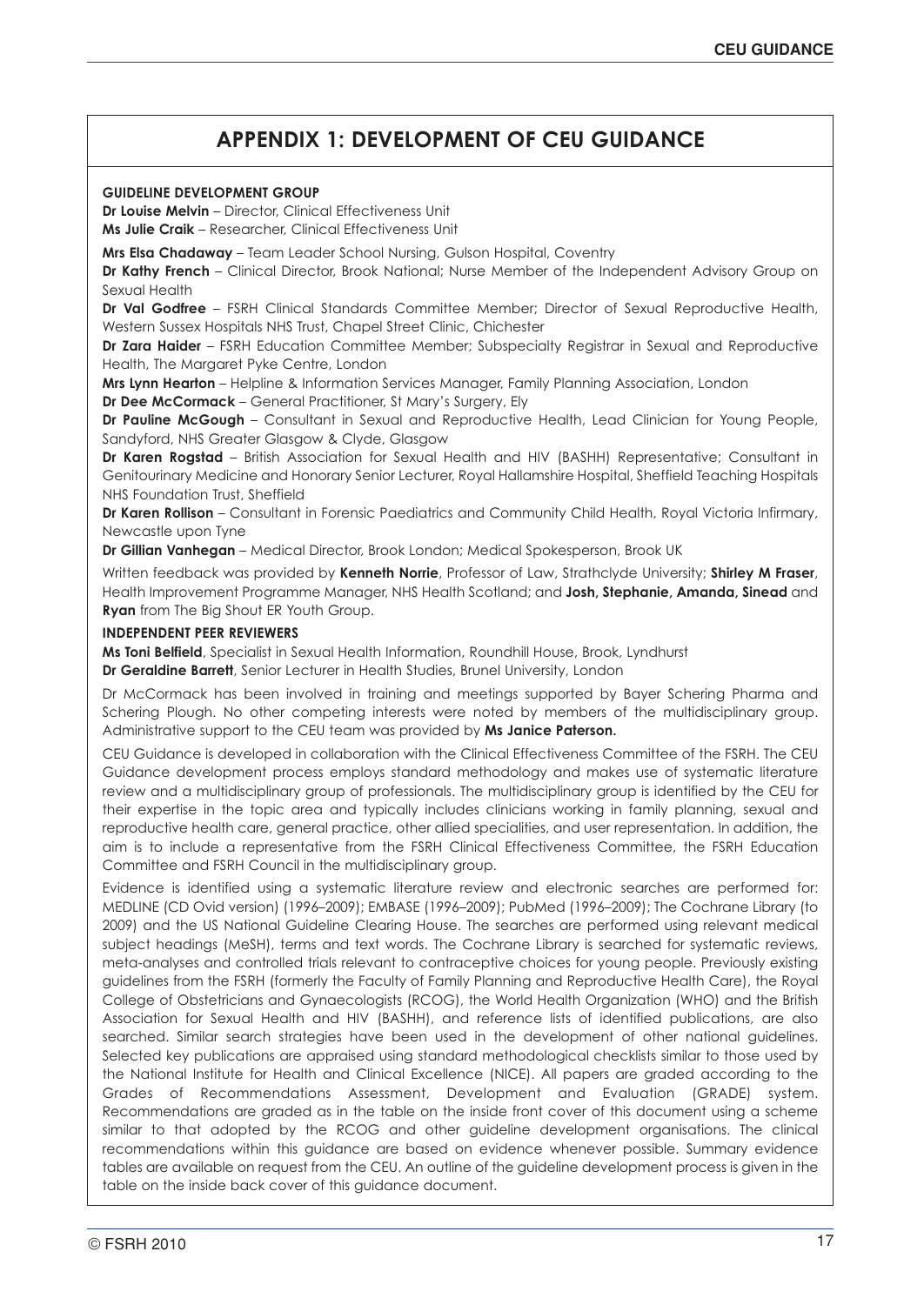# APPENDIX 1: DEVELOPMENT OF CEU GUIDANCE

**GUIDELINE DEVELOPMENT GROUP**

**Dr Louise Melvin** – Director, Clinical Effectiveness Unit
**Ms Julie Craik** – Researcher, Clinical Effectiveness Unit

**Mrs Elsa Chadaway** – Team Leader School Nursing, Gulson Hospital, Coventry
**Dr Kathy French** – Clinical Director, Brook National; Nurse Member of the Independent Advisory Group on Sexual Health
**Dr Val Godfree** – FSRH Clinical Standards Committee Member; Director of Sexual Reproductive Health, Western Sussex Hospitals NHS Trust, Chapel Street Clinic, Chichester
**Dr Zara Haider** – FSRH Education Committee Member; Subspecialty Registrar in Sexual and Reproductive Health, The Margaret Pyke Centre, London
**Mrs Lynn Hearton** – Helpline & Information Services Manager, Family Planning Association, London
**Dr Dee McCormack** – General Practitioner, St Mary's Surgery, Ely
**Dr Pauline McGough** – Consultant in Sexual and Reproductive Health, Lead Clinician for Young People, Sandyford, NHS Greater Glasgow & Clyde, Glasgow
**Dr Karen Rogstad** – British Association for Sexual Health and HIV (BASHH) Representative; Consultant in Genitourinary Medicine and Honorary Senior Lecturer, Royal Hallamshire Hospital, Sheffield Teaching Hospitals NHS Foundation Trust, Sheffield
**Dr Karen Rollison** – Consultant in Forensic Paediatrics and Community Child Health, Royal Victoria Infirmary, Newcastle upon Tyne
**Dr Gillian Vanhegan** – Medical Director, Brook London; Medical Spokesperson, Brook UK

Written feedback was provided by **Kenneth Norrie**, Professor of Law, Strathclyde University; **Shirley M Fraser**, Health Improvement Programme Manager, NHS Health Scotland; and **Josh, Stephanie, Amanda, Sinead** and **Ryan** from The Big Shout ER Youth Group.

**INDEPENDENT PEER REVIEWERS**

**Ms Toni Belfield**, Specialist in Sexual Health Information, Roundhill House, Brook, Lyndhurst
**Dr Geraldine Barrett**, Senior Lecturer in Health Studies, Brunel University, London

Dr McCormack has been involved in training and meetings supported by Bayer Schering Pharma and Schering Plough. No other competing interests were noted by members of the multidisciplinary group. Administrative support to the CEU team was provided by **Ms Janice Paterson.**

CEU Guidance is developed in collaboration with the Clinical Effectiveness Committee of the FSRH. The CEU Guidance development process employs standard methodology and makes use of systematic literature review and a multidisciplinary group of professionals. The multidisciplinary group is identified by the CEU for their expertise in the topic area and typically includes clinicians working in family planning, sexual and reproductive health care, general practice, other allied specialities, and user representation. In addition, the aim is to include a representative from the FSRH Clinical Effectiveness Committee, the FSRH Education Committee and FSRH Council in the multidisciplinary group.

Evidence is identified using a systematic literature review and electronic searches are performed for: MEDLINE (CD Ovid version) (1996–2009); EMBASE (1996–2009); PubMed (1996–2009); The Cochrane Library (to 2009) and the US National Guideline Clearing House. The searches are performed using relevant medical subject headings (MeSH), terms and text words. The Cochrane Library is searched for systematic reviews, meta-analyses and controlled trials relevant to contraceptive choices for young people. Previously existing guidelines from the FSRH (formerly the Faculty of Family Planning and Reproductive Health Care), the Royal College of Obstetricians and Gynaecologists (RCOG), the World Health Organization (WHO) and the British Association for Sexual Health and HIV (BASHH), and reference lists of identified publications, are also searched. Similar search strategies have been used in the development of other national guidelines. Selected key publications are appraised using standard methodological checklists similar to those used by the National Institute for Health and Clinical Excellence (NICE). All papers are graded according to the Grades of Recommendations Assessment, Development and Evaluation (GRADE) system. Recommendations are graded as in the table on the inside front cover of this document using a scheme similar to that adopted by the RCOG and other guideline development organisations. The clinical recommendations within this guidance are based on evidence whenever possible. Summary evidence tables are available on request from the CEU. An outline of the guideline development process is given in the table on the inside back cover of this guidance document.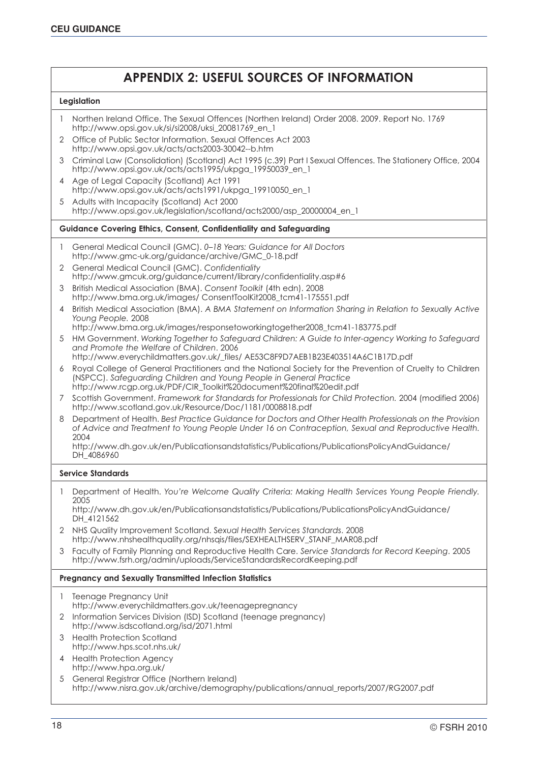## APPENDIX 2: USEFUL SOURCES OF INFORMATION

### Legislation

1. Northen Ireland Office. The Sexual Offences (Northen Ireland) Order 2008. 2009. Report No. 1769 http://www.opsi.gov.uk/si/si2008/uksi_20081769_en_1
2. Office of Public Sector Information. Sexual Offences Act 2003 http://www.opsi.gov.uk/acts/acts2003-30042--b.htm
3. Criminal Law (Consolidation) (Scotland) Act 1995 (c.39) Part I Sexual Offences. The Stationery Office, 2004 http://www.opsi.gov.uk/acts/acts1995/ukpga_19950039_en_1
4. Age of Legal Capacity (Scotland) Act 1991 http://www.opsi.gov.uk/acts/acts1991/ukpga_19910050_en_1
5. Adults with Incapacity (Scotland) Act 2000 http://www.opsi.gov.uk/legislation/scotland/acts2000/asp_20000004_en_1

### Guidance Covering Ethics, Consent, Confidentiality and Safeguarding

1. General Medical Council (GMC). *0–18 Years: Guidance for All Doctors* http://www.gmc-uk.org/guidance/archive/GMC_0-18.pdf
2. General Medical Council (GMC). *Confidentiality* http://www.gmcuk.org/guidance/current/library/confidentiality.asp#6
3. British Medical Association (BMA). *Consent Toolkit* (4th edn). 2008 http://www.bma.org.uk/images/ ConsentToolKit2008_tcm41-175551.pdf
4. British Medical Association (BMA). *A BMA Statement on Information Sharing in Relation to Sexually Active Young People.* 2008 http://www.bma.org.uk/images/responsetoworkingtogether2008_tcm41-183775.pdf
5. HM Government. *Working Together to Safeguard Children: A Guide to Inter-agency Working to Safeguard and Promote the Welfare of Children*. 2006 http://www.everychildmatters.gov.uk/_files/ AE53C8F9D7AEB1B23E403514A6C1B17D.pdf
6. Royal College of General Practitioners and the National Society for the Prevention of Cruelty to Children (NSPCC). *Safeguarding Children and Young People in General Practice* http://www.rcgp.org.uk/PDF/CIR_Toolkit%20document%20final%20edit.pdf
7. Scottish Government. *Framework for Standards for Professionals for Child Protection.* 2004 (modified 2006) http://www.scotland.gov.uk/Resource/Doc/1181/0008818.pdf
8. Department of Health. *Best Practice Guidance for Doctors and Other Health Professionals on the Provision of Advice and Treatment to Young People Under 16 on Contraception, Sexual and Reproductive Health.* 2004 http://www.dh.gov.uk/en/Publicationsandstatistics/Publications/PublicationsPolicyAndGuidance/DH_4086960

### Service Standards

1. Department of Health. *You're Welcome Quality Criteria: Making Health Services Young People Friendly.* 2005 http://www.dh.gov.uk/en/Publicationsandstatistics/Publications/PublicationsPolicyAndGuidance/DH_4121562
2. NHS Quality Improvement Scotland. *Sexual Health Services Standards*. 2008 http://www.nhshealthquality.org/nhsqis/files/SEXHEALTHSERV_STANF_MAR08.pdf
3. Faculty of Family Planning and Reproductive Health Care. *Service Standards for Record Keeping*. 2005 http://www.fsrh.org/admin/uploads/ServiceStandardsRecordKeeping.pdf

### Pregnancy and Sexually Transmitted Infection Statistics

1. Teenage Pregnancy Unit http://www.everychildmatters.gov.uk/teenagepregnancy
2. Information Services Division (ISD) Scotland (teenage pregnancy) http://www.isdscotland.org/isd/2071.html
3. Health Protection Scotland http://www.hps.scot.nhs.uk/
4. Health Protection Agency http://www.hpa.org.uk/
5. General Registrar Office (Northern Ireland) http://www.nisra.gov.uk/archive/demography/publications/annual_reports/2007/RG2007.pdf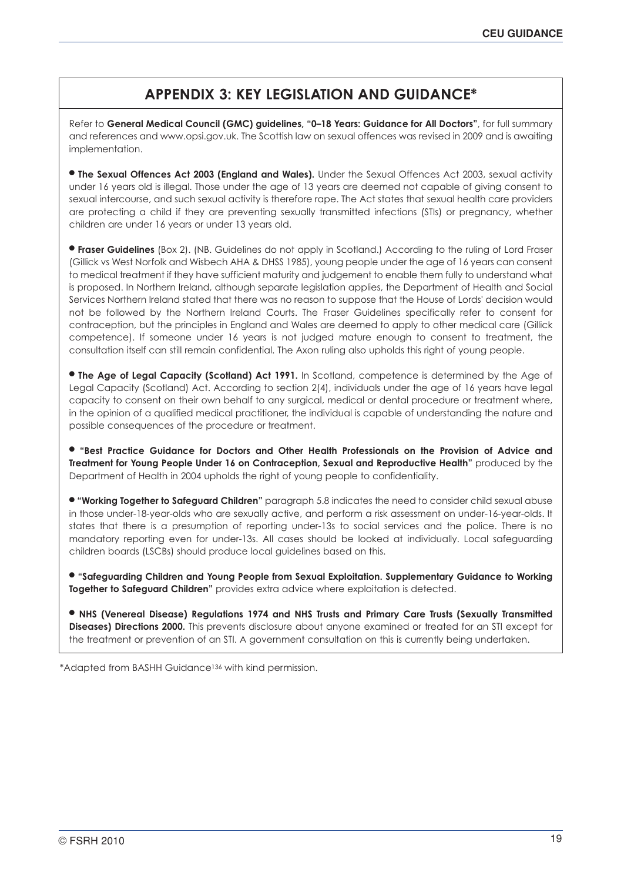## APPENDIX 3: KEY LEGISLATION AND GUIDANCE*

Refer to **General Medical Council (GMC) guidelines, "0–18 Years: Guidance for All Doctors"**, for full summary and references and www.opsi.gov.uk. The Scottish law on sexual offences was revised in 2009 and is awaiting implementation.

- **The Sexual Offences Act 2003 (England and Wales).** Under the Sexual Offences Act 2003, sexual activity under 16 years old is illegal. Those under the age of 13 years are deemed not capable of giving consent to sexual intercourse, and such sexual activity is therefore rape. The Act states that sexual health care providers are protecting a child if they are preventing sexually transmitted infections (STIs) or pregnancy, whether children are under 16 years or under 13 years old.

- **Fraser Guidelines** (Box 2). (NB. Guidelines do not apply in Scotland.) According to the ruling of Lord Fraser (Gillick vs West Norfolk and Wisbech AHA & DHSS 1985), young people under the age of 16 years can consent to medical treatment if they have sufficient maturity and judgement to enable them fully to understand what is proposed. In Northern Ireland, although separate legislation applies, the Department of Health and Social Services Northern Ireland stated that there was no reason to suppose that the House of Lords' decision would not be followed by the Northern Ireland Courts. The Fraser Guidelines specifically refer to consent for contraception, but the principles in England and Wales are deemed to apply to other medical care (Gillick competence). If someone under 16 years is not judged mature enough to consent to treatment, the consultation itself can still remain confidential. The Axon ruling also upholds this right of young people.

- **The Age of Legal Capacity (Scotland) Act 1991.** In Scotland, competence is determined by the Age of Legal Capacity (Scotland) Act. According to section 2(4), individuals under the age of 16 years have legal capacity to consent on their own behalf to any surgical, medical or dental procedure or treatment where, in the opinion of a qualified medical practitioner, the individual is capable of understanding the nature and possible consequences of the procedure or treatment.

- **"Best Practice Guidance for Doctors and Other Health Professionals on the Provision of Advice and Treatment for Young People Under 16 on Contraception, Sexual and Reproductive Health"** produced by the Department of Health in 2004 upholds the right of young people to confidentiality.

- **"Working Together to Safeguard Children"** paragraph 5.8 indicates the need to consider child sexual abuse in those under-18-year-olds who are sexually active, and perform a risk assessment on under-16-year-olds. It states that there is a presumption of reporting under-13s to social services and the police. There is no mandatory reporting even for under-13s. All cases should be looked at individually. Local safeguarding children boards (LSCBs) should produce local guidelines based on this.

- **"Safeguarding Children and Young People from Sexual Exploitation. Supplementary Guidance to Working Together to Safeguard Children"** provides extra advice where exploitation is detected.

- **NHS (Venereal Disease) Regulations 1974 and NHS Trusts and Primary Care Trusts (Sexually Transmitted Diseases) Directions 2000.** This prevents disclosure about anyone examined or treated for an STI except for the treatment or prevention of an STI. A government consultation on this is currently being undertaken.

*Adapted from BASHH Guidance[136] with kind permission.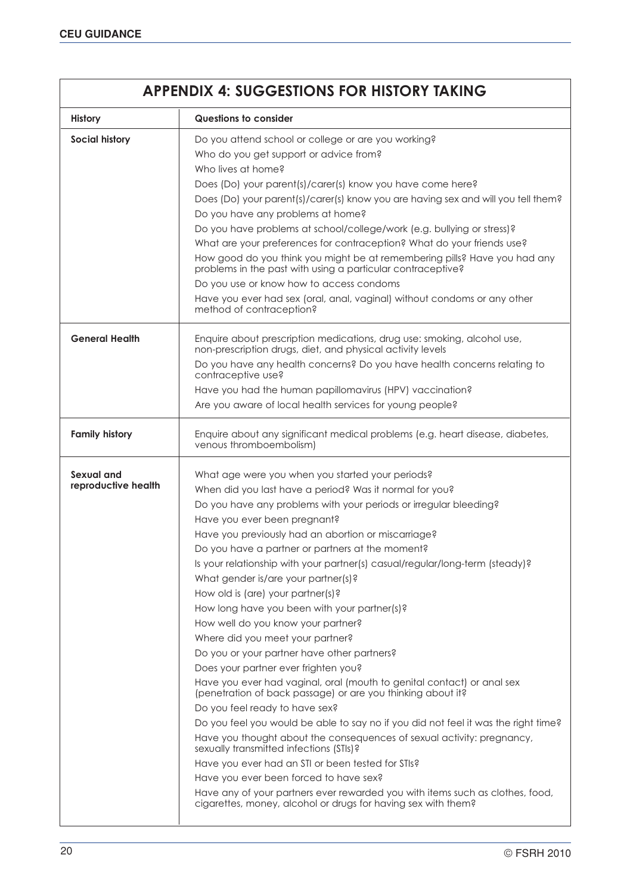## APPENDIX 4: SUGGESTIONS FOR HISTORY TAKING

| History | Questions to consider |
|---|---|
| **Social history** | Do you attend school or college or are you working?<br>Who do you get support or advice from?<br>Who lives at home?<br>Does (Do) your parent(s)/carer(s) know you have come here?<br>Does (Do) your parent(s)/carer(s) know you are having sex and will you tell them?<br>Do you have any problems at home?<br>Do you have problems at school/college/work (e.g. bullying or stress)?<br>What are your preferences for contraception? What do your friends use?<br>How good do you think you might be at remembering pills? Have you had any problems in the past with using a particular contraceptive?<br>Do you use or know how to access condoms<br>Have you ever had sex (oral, anal, vaginal) without condoms or any other method of contraception? |
| **General Health** | Enquire about prescription medications, drug use: smoking, alcohol use, non-prescription drugs, diet, and physical activity levels<br>Do you have any health concerns? Do you have health concerns relating to contraceptive use?<br>Have you had the human papillomavirus (HPV) vaccination?<br>Are you aware of local health services for young people? |
| **Family history** | Enquire about any significant medical problems (e.g. heart disease, diabetes, venous thromboembolism) |
| **Sexual and reproductive health** | What age were you when you started your periods?<br>When did you last have a period? Was it normal for you?<br>Do you have any problems with your periods or irregular bleeding?<br>Have you ever been pregnant?<br>Have you previously had an abortion or miscarriage?<br>Do you have a partner or partners at the moment?<br>Is your relationship with your partner(s) casual/regular/long-term (steady)?<br>What gender is/are your partner(s)?<br>How old is (are) your partner(s)?<br>How long have you been with your partner(s)?<br>How well do you know your partner?<br>Where did you meet your partner?<br>Do you or your partner have other partners?<br>Does your partner ever frighten you?<br>Have you ever had vaginal, oral (mouth to genital contact) or anal sex (penetration of back passage) or are you thinking about it?<br>Do you feel ready to have sex?<br>Do you feel you would be able to say no if you did not feel it was the right time?<br>Have you thought about the consequences of sexual activity: pregnancy, sexually transmitted infections (STIs)?<br>Have you ever had an STI or been tested for STIs?<br>Have you ever been forced to have sex?<br>Have any of your partners ever rewarded you with items such as clothes, food, cigarettes, money, alcohol or drugs for having sex with them? |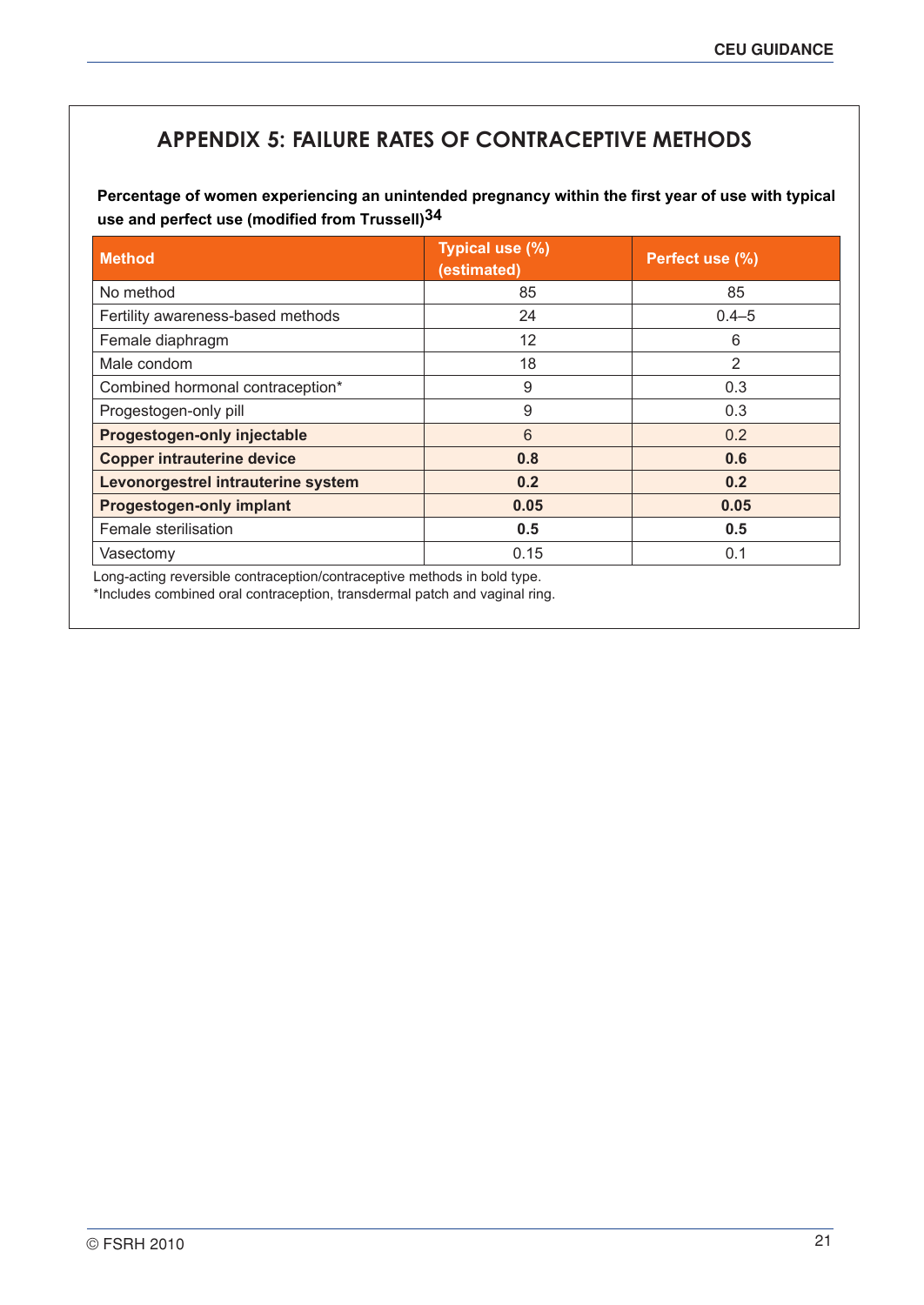## APPENDIX 5: FAILURE RATES OF CONTRACEPTIVE METHODS

**Percentage of women experiencing an unintended pregnancy within the first year of use with typical use and perfect use (modified from Trussell)[34]**

| Method | Typical use (%) (estimated) | Perfect use (%) |
|---|---|---|
| No method | 85 | 85 |
| Fertility awareness-based methods | 24 | 0.4–5 |
| Female diaphragm | 12 | 6 |
| Male condom | 18 | 2 |
| Combined hormonal contraception* | 9 | 0.3 |
| Progestogen-only pill | 9 | 0.3 |
| **Progestogen-only injectable** | 6 | 0.2 |
| **Copper intrauterine device** | **0.8** | **0.6** |
| **Levonorgestrel intrauterine system** | **0.2** | **0.2** |
| **Progestogen-only implant** | **0.05** | **0.05** |
| Female sterilisation | **0.5** | **0.5** |
| Vasectomy | 0.15 | 0.1 |

Long-acting reversible contraception/contraceptive methods in bold type.
*Includes combined oral contraception, transdermal patch and vaginal ring.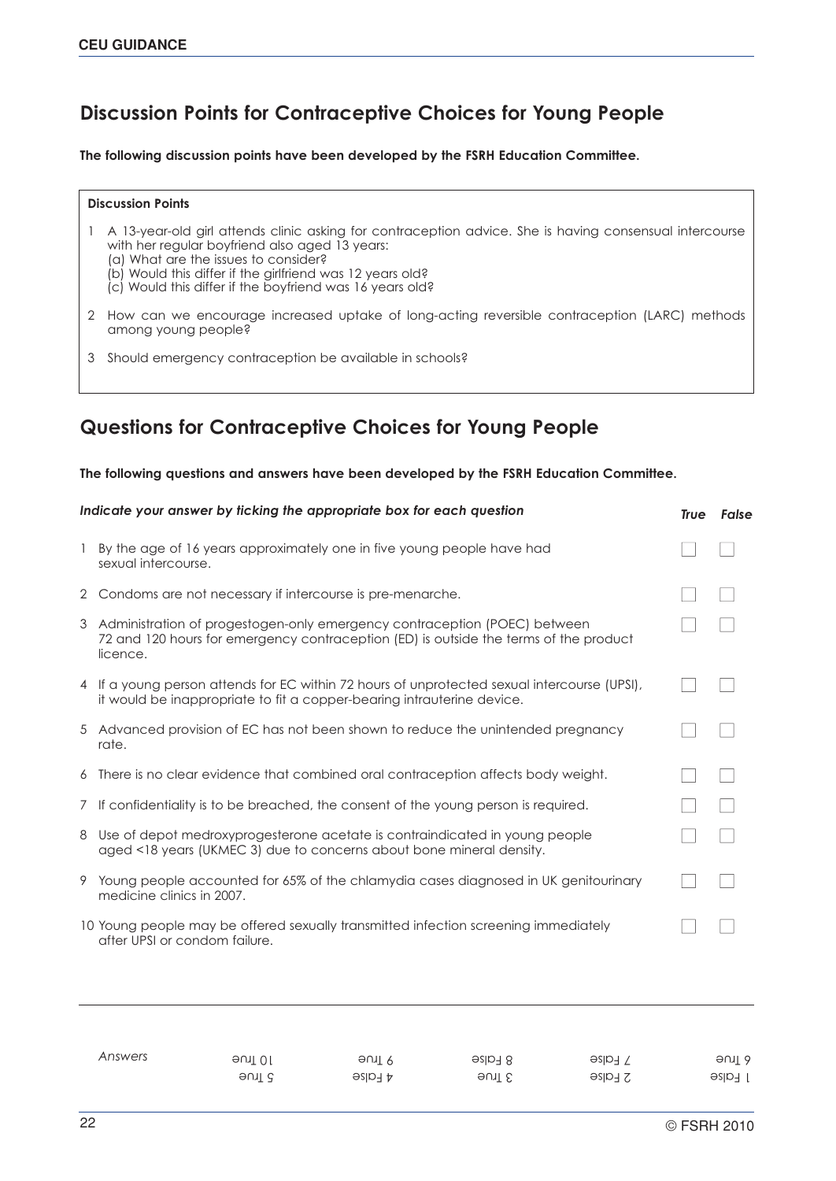## Discussion Points for Contraceptive Choices for Young People

**The following discussion points have been developed by the FSRH Education Committee.**

**Discussion Points**

1. A 13-year-old girl attends clinic asking for contraception advice. She is having consensual intercourse with her regular boyfriend also aged 13 years:
   (a) What are the issues to consider?
   (b) Would this differ if the girlfriend was 12 years old?
   (c) Would this differ if the boyfriend was 16 years old?
2. How can we encourage increased uptake of long-acting reversible contraception (LARC) methods among young people?
3. Should emergency contraception be available in schools?

## Questions for Contraceptive Choices for Young People

**The following questions and answers have been developed by the FSRH Education Committee.**

| *Indicate your answer by ticking the appropriate box for each question* | ***True*** | ***False*** |
|---|---|---|
| 1 By the age of 16 years approximately one in five young people have had sexual intercourse. | ☐ | ☐ |
| 2 Condoms are not necessary if intercourse is pre-menarche. | ☐ | ☐ |
| 3 Administration of progestogen-only emergency contraception (POEC) between 72 and 120 hours for emergency contraception (ED) is outside the terms of the product licence. | ☐ | ☐ |
| 4 If a young person attends for EC within 72 hours of unprotected sexual intercourse (UPSI), it would be inappropriate to fit a copper-bearing intrauterine device. | ☐ | ☐ |
| 5 Advanced provision of EC has not been shown to reduce the unintended pregnancy rate. | ☐ | ☐ |
| 6 There is no clear evidence that combined oral contraception affects body weight. | ☐ | ☐ |
| 7 If confidentiality is to be breached, the consent of the young person is required. | ☐ | ☐ |
| 8 Use of depot medroxyprogesterone acetate is contraindicated in young people aged <18 years (UKMEC 3) due to concerns about bone mineral density. | ☐ | ☐ |
| 9 Young people accounted for 65% of the chlamydia cases diagnosed in UK genitourinary medicine clinics in 2007. | ☐ | ☐ |
| 10 Young people may be offered sexually transmitted infection screening immediately after UPSI or condom failure. | ☐ | ☐ |

*Answers*

1 False  2 False  3 True  4 False  5 True  6 True  7 False  8 False  9 True  10 True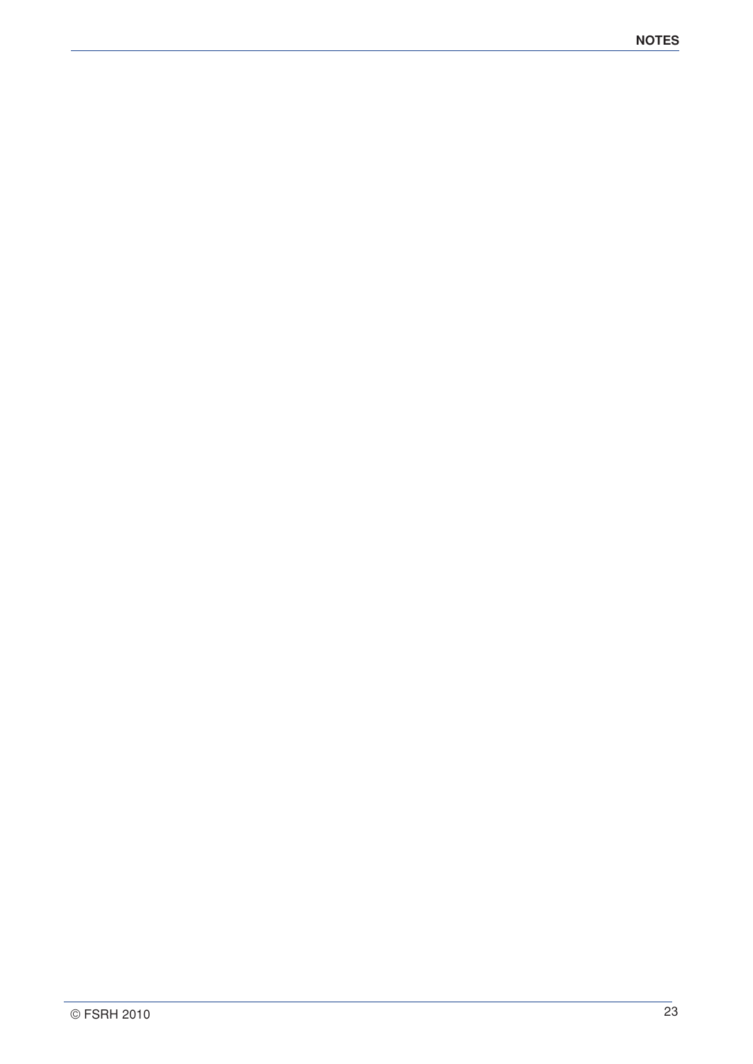# NOTES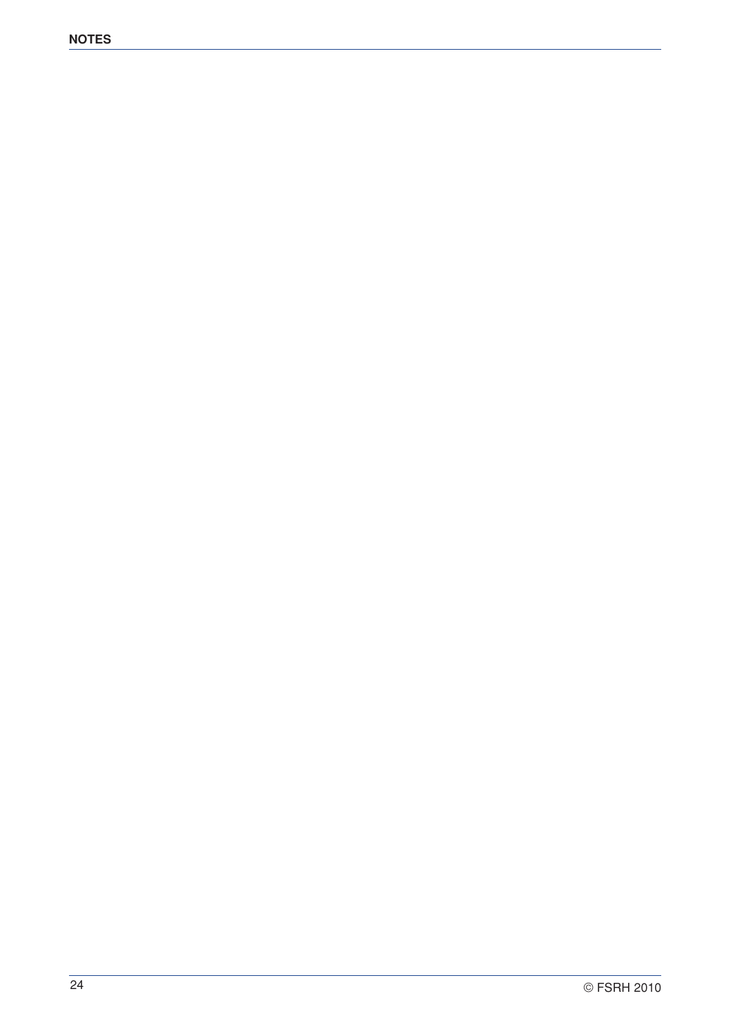# NOTES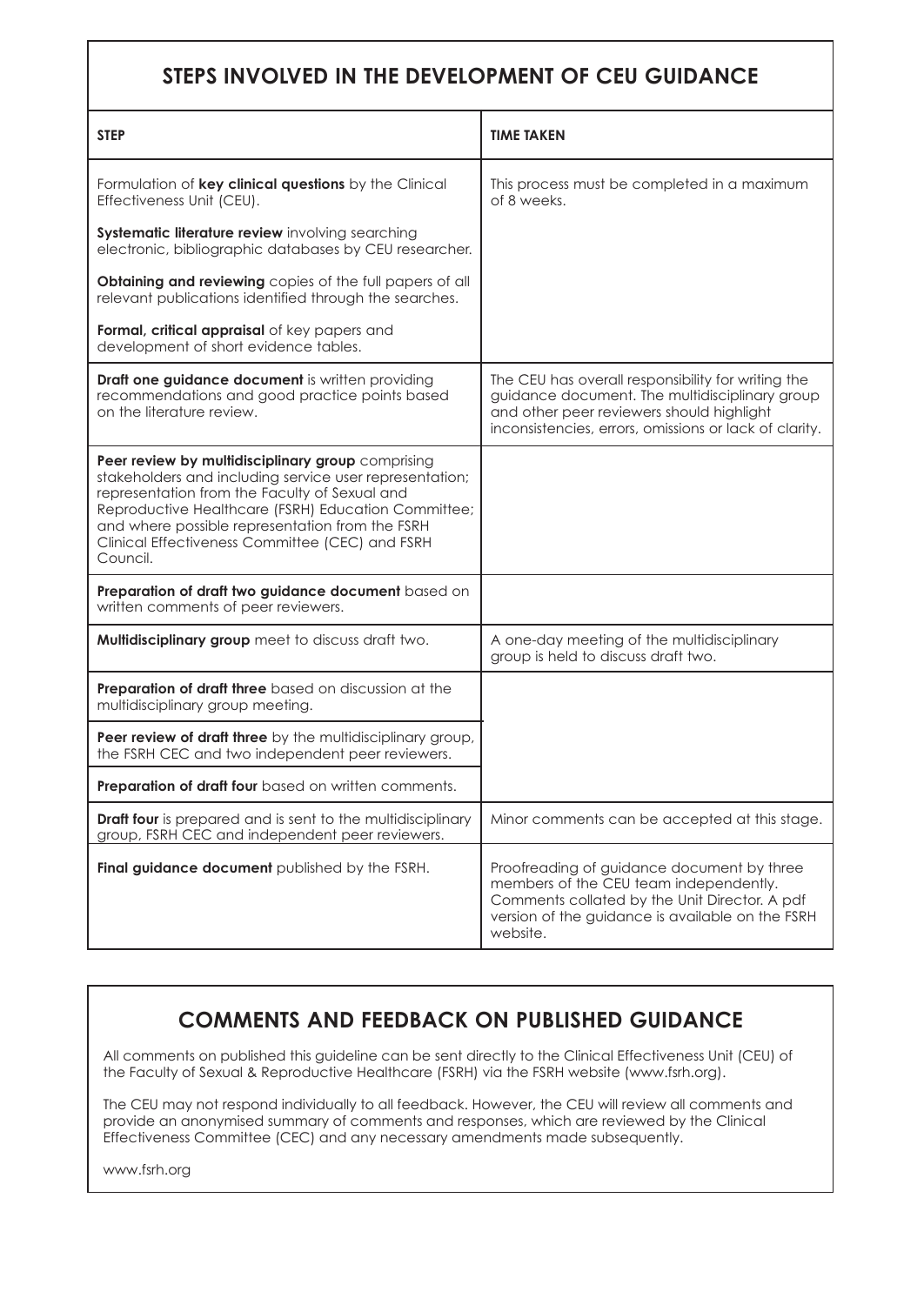## STEPS INVOLVED IN THE DEVELOPMENT OF CEU GUIDANCE

| STEP | TIME TAKEN |
| --- | --- |
| Formulation of **key clinical questions** by the Clinical Effectiveness Unit (CEU).<br><br>**Systematic literature review** involving searching electronic, bibliographic databases by CEU researcher.<br><br>**Obtaining and reviewing** copies of the full papers of all relevant publications identified through the searches.<br><br>**Formal, critical appraisal** of key papers and development of short evidence tables. | This process must be completed in a maximum of 8 weeks. |
| **Draft one guidance document** is written providing recommendations and good practice points based on the literature review. | The CEU has overall responsibility for writing the guidance document. The multidisciplinary group and other peer reviewers should highlight inconsistencies, errors, omissions or lack of clarity. |
| **Peer review by multidisciplinary group** comprising stakeholders and including service user representation; representation from the Faculty of Sexual and Reproductive Healthcare (FSRH) Education Committee; and where possible representation from the FSRH Clinical Effectiveness Committee (CEC) and FSRH Council. | |
| **Preparation of draft two guidance document** based on written comments of peer reviewers. | |
| **Multidisciplinary group** meet to discuss draft two. | A one-day meeting of the multidisciplinary group is held to discuss draft two. |
| **Preparation of draft three** based on discussion at the multidisciplinary group meeting. | |
| **Peer review of draft three** by the multidisciplinary group, the FSRH CEC and two independent peer reviewers. | |
| **Preparation of draft four** based on written comments. | |
| **Draft four** is prepared and is sent to the multidisciplinary group, FSRH CEC and independent peer reviewers. | Minor comments can be accepted at this stage. |
| **Final guidance document** published by the FSRH. | Proofreading of guidance document by three members of the CEU team independently. Comments collated by the Unit Director. A pdf version of the guidance is available on the FSRH website. |

## COMMENTS AND FEEDBACK ON PUBLISHED GUIDANCE

All comments on published this guideline can be sent directly to the Clinical Effectiveness Unit (CEU) of the Faculty of Sexual & Reproductive Healthcare (FSRH) via the FSRH website (www.fsrh.org).

The CEU may not respond individually to all feedback. However, the CEU will review all comments and provide an anonymised summary of comments and responses, which are reviewed by the Clinical Effectiveness Committee (CEC) and any necessary amendments made subsequently.

www.fsrh.org